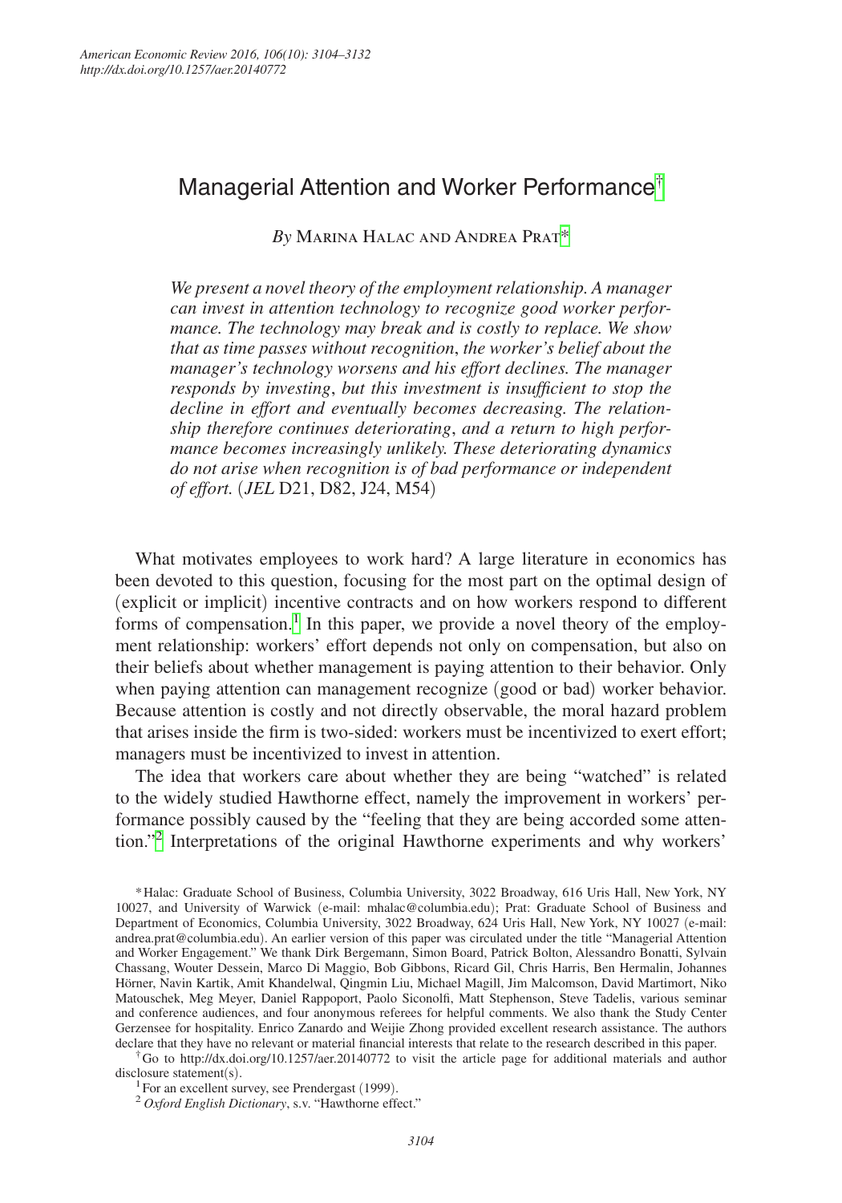# Managerial Attention and Worker Performance[†]

*By* Marina Halac and Andrea Prat[*]

*We present a novel theory of the employment relationship. A manager can invest in attention technology to recognize good worker performance. The technology may break and is costly to replace. We show that as time passes without recognition, the worker's belief about the manager's technology worsens and his effort declines. The manager responds by investing, but this investment is insufficient to stop the decline in effort and eventually becomes decreasing. The relationship therefore continues deteriorating, and a return to high performance becomes increasingly unlikely. These deteriorating dynamics do not arise when recognition is of bad performance or independent of effort.* (*JEL* D21, D82, J24, M54)

What motivates employees to work hard? A large literature in economics has been devoted to this question, focusing for the most part on the optimal design of (explicit or implicit) incentive contracts and on how workers respond to different forms of compensation.[1] In this paper, we provide a novel theory of the employment relationship: workers' effort depends not only on compensation, but also on their beliefs about whether management is paying attention to their behavior. Only when paying attention can management recognize (good or bad) worker behavior. Because attention is costly and not directly observable, the moral hazard problem that arises inside the firm is two-sided: workers must be incentivized to exert effort; managers must be incentivized to invest in attention.

The idea that workers care about whether they are being "watched" is related to the widely studied Hawthorne effect, namely the improvement in workers' performance possibly caused by the "feeling that they are being accorded some attention."[2] Interpretations of the original Hawthorne experiments and why workers'

---

[*] Halac: Graduate School of Business, Columbia University, 3022 Broadway, 616 Uris Hall, New York, NY 10027, and University of Warwick (e-mail: mhalac@columbia.edu); Prat: Graduate School of Business and Department of Economics, Columbia University, 3022 Broadway, 624 Uris Hall, New York, NY 10027 (e-mail: andrea.prat@columbia.edu). An earlier version of this paper was circulated under the title "Managerial Attention and Worker Engagement." We thank Dirk Bergemann, Simon Board, Patrick Bolton, Alessandro Bonatti, Sylvain Chassang, Wouter Dessein, Marco Di Maggio, Bob Gibbons, Ricard Gil, Chris Harris, Ben Hermalin, Johannes Hörner, Navin Kartik, Amit Khandelwal, Qingmin Liu, Michael Magill, Jim Malcomson, David Martimort, Niko Matouschek, Meg Meyer, Daniel Rappoport, Paolo Siconolfi, Matt Stephenson, Steve Tadelis, various seminar and conference audiences, and four anonymous referees for helpful comments. We also thank the Study Center Gerzensee for hospitality. Enrico Zanardo and Weijie Zhong provided excellent research assistance. The authors declare that they have no relevant or material financial interests that relate to the research described in this paper.

[†] Go to http://dx.doi.org/10.1257/aer.20140772 to visit the article page for additional materials and author disclosure statement(s).

[1] For an excellent survey, see Prendergast (1999).

[2] *Oxford English Dictionary*, s.v. "Hawthorne effect."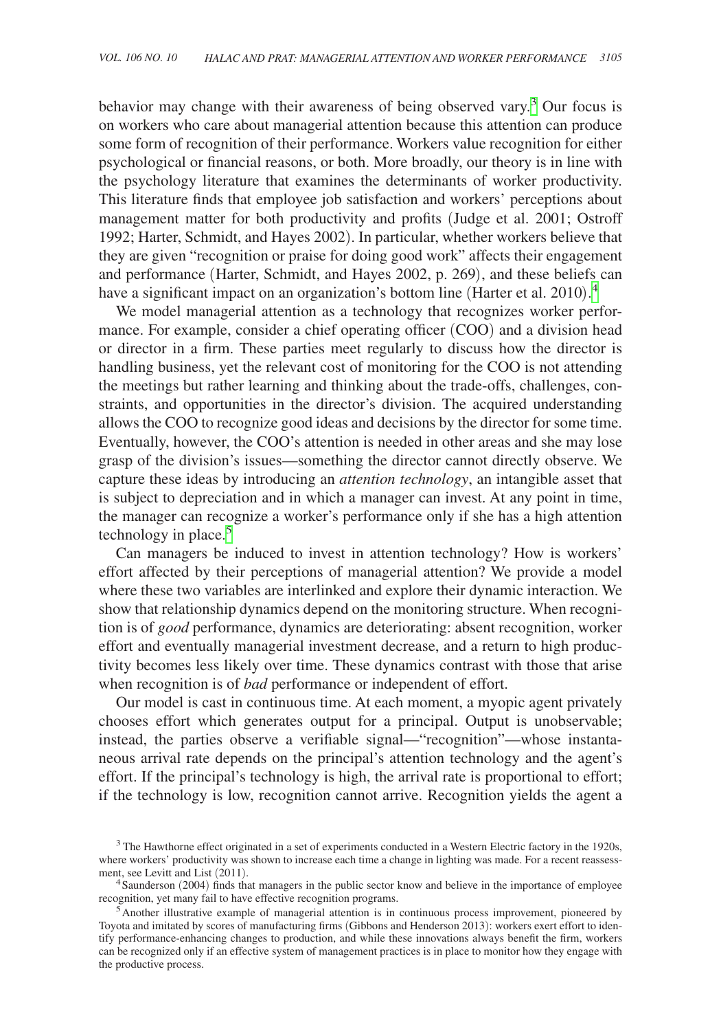behavior may change with their awareness of being observed vary.[3] Our focus is on workers who care about managerial attention because this attention can produce some form of recognition of their performance. Workers value recognition for either psychological or financial reasons, or both. More broadly, our theory is in line with the psychology literature that examines the determinants of worker productivity. This literature finds that employee job satisfaction and workers' perceptions about management matter for both productivity and profits (Judge et al. 2001; Ostroff 1992; Harter, Schmidt, and Hayes 2002). In particular, whether workers believe that they are given "recognition or praise for doing good work" affects their engagement and performance (Harter, Schmidt, and Hayes 2002, p. 269), and these beliefs can have a significant impact on an organization's bottom line (Harter et al. 2010).[4]

We model managerial attention as a technology that recognizes worker performance. For example, consider a chief operating officer (COO) and a division head or director in a firm. These parties meet regularly to discuss how the director is handling business, yet the relevant cost of monitoring for the COO is not attending the meetings but rather learning and thinking about the trade-offs, challenges, constraints, and opportunities in the director's division. The acquired understanding allows the COO to recognize good ideas and decisions by the director for some time. Eventually, however, the COO's attention is needed in other areas and she may lose grasp of the division's issues—something the director cannot directly observe. We capture these ideas by introducing an *attention technology*, an intangible asset that is subject to depreciation and in which a manager can invest. At any point in time, the manager can recognize a worker's performance only if she has a high attention technology in place.[5]

Can managers be induced to invest in attention technology? How is workers' effort affected by their perceptions of managerial attention? We provide a model where these two variables are interlinked and explore their dynamic interaction. We show that relationship dynamics depend on the monitoring structure. When recognition is of *good* performance, dynamics are deteriorating: absent recognition, worker effort and eventually managerial investment decrease, and a return to high productivity becomes less likely over time. These dynamics contrast with those that arise when recognition is of *bad* performance or independent of effort.

Our model is cast in continuous time. At each moment, a myopic agent privately chooses effort which generates output for a principal. Output is unobservable; instead, the parties observe a verifiable signal—"recognition"—whose instantaneous arrival rate depends on the principal's attention technology and the agent's effort. If the principal's technology is high, the arrival rate is proportional to effort; if the technology is low, recognition cannot arrive. Recognition yields the agent a

[3] The Hawthorne effect originated in a set of experiments conducted in a Western Electric factory in the 1920s, where workers' productivity was shown to increase each time a change in lighting was made. For a recent reassessment, see Levitt and List (2011).

[4] Saunderson (2004) finds that managers in the public sector know and believe in the importance of employee recognition, yet many fail to have effective recognition programs.

[5] Another illustrative example of managerial attention is in continuous process improvement, pioneered by Toyota and imitated by scores of manufacturing firms (Gibbons and Henderson 2013): workers exert effort to identify performance-enhancing changes to production, and while these innovations always benefit the firm, workers can be recognized only if an effective system of management practices is in place to monitor how they engage with the productive process.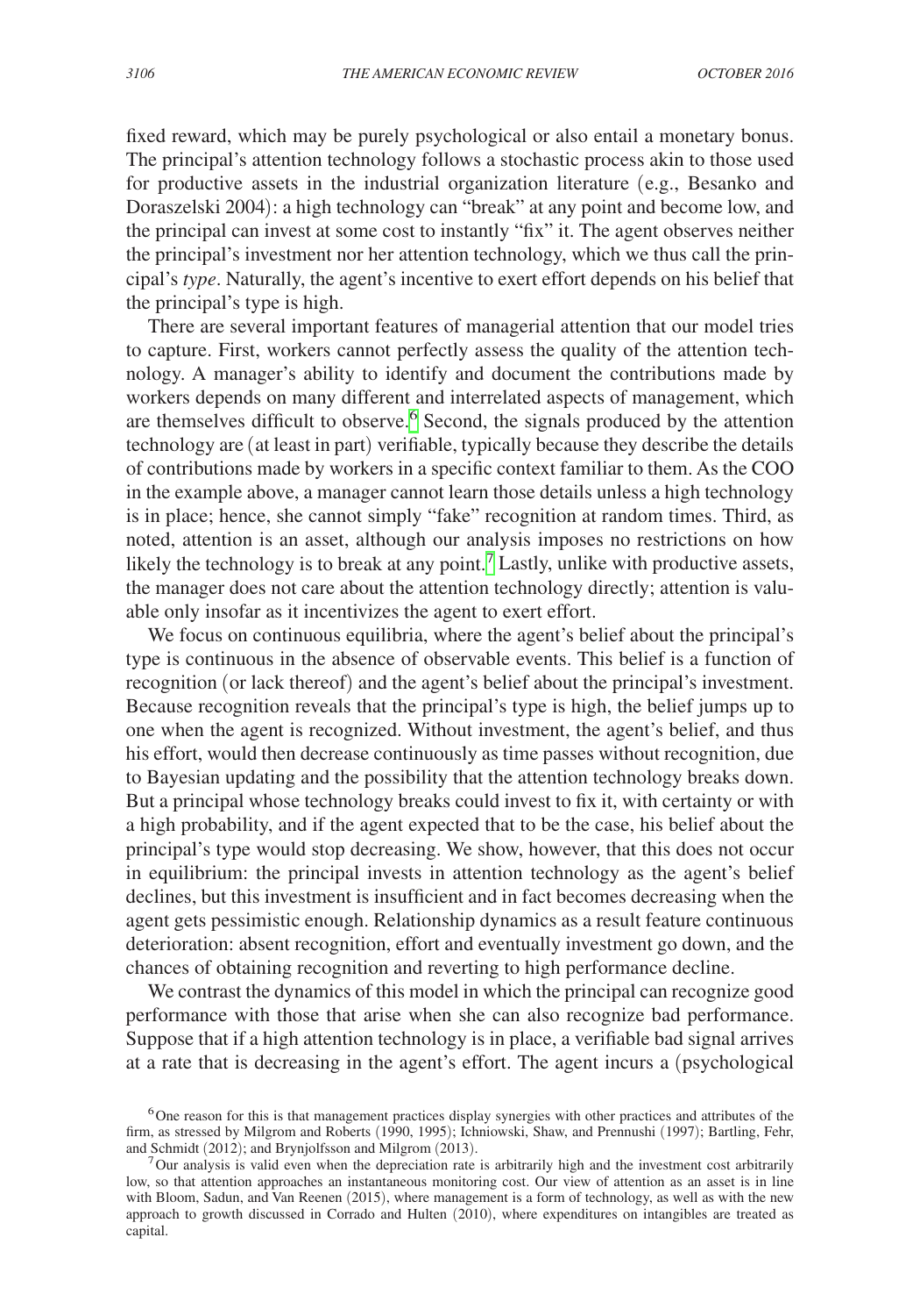fixed reward, which may be purely psychological or also entail a monetary bonus. The principal's attention technology follows a stochastic process akin to those used for productive assets in the industrial organization literature (e.g., Besanko and Doraszelski 2004): a high technology can "break" at any point and become low, and the principal can invest at some cost to instantly "fix" it. The agent observes neither the principal's investment nor her attention technology, which we thus call the principal's *type*. Naturally, the agent's incentive to exert effort depends on his belief that the principal's type is high.

There are several important features of managerial attention that our model tries to capture. First, workers cannot perfectly assess the quality of the attention technology. A manager's ability to identify and document the contributions made by workers depends on many different and interrelated aspects of management, which are themselves difficult to observe.[6] Second, the signals produced by the attention technology are (at least in part) verifiable, typically because they describe the details of contributions made by workers in a specific context familiar to them. As the COO in the example above, a manager cannot learn those details unless a high technology is in place; hence, she cannot simply "fake" recognition at random times. Third, as noted, attention is an asset, although our analysis imposes no restrictions on how likely the technology is to break at any point.[7] Lastly, unlike with productive assets, the manager does not care about the attention technology directly; attention is valuable only insofar as it incentivizes the agent to exert effort.

We focus on continuous equilibria, where the agent's belief about the principal's type is continuous in the absence of observable events. This belief is a function of recognition (or lack thereof) and the agent's belief about the principal's investment. Because recognition reveals that the principal's type is high, the belief jumps up to one when the agent is recognized. Without investment, the agent's belief, and thus his effort, would then decrease continuously as time passes without recognition, due to Bayesian updating and the possibility that the attention technology breaks down. But a principal whose technology breaks could invest to fix it, with certainty or with a high probability, and if the agent expected that to be the case, his belief about the principal's type would stop decreasing. We show, however, that this does not occur in equilibrium: the principal invests in attention technology as the agent's belief declines, but this investment is insufficient and in fact becomes decreasing when the agent gets pessimistic enough. Relationship dynamics as a result feature continuous deterioration: absent recognition, effort and eventually investment go down, and the chances of obtaining recognition and reverting to high performance decline.

We contrast the dynamics of this model in which the principal can recognize good performance with those that arise when she can also recognize bad performance. Suppose that if a high attention technology is in place, a verifiable bad signal arrives at a rate that is decreasing in the agent's effort. The agent incurs a (psychological

[6] One reason for this is that management practices display synergies with other practices and attributes of the firm, as stressed by Milgrom and Roberts (1990, 1995); Ichniowski, Shaw, and Prennushi (1997); Bartling, Fehr, and Schmidt (2012); and Brynjolfsson and Milgrom (2013).

[7] Our analysis is valid even when the depreciation rate is arbitrarily high and the investment cost arbitrarily low, so that attention approaches an instantaneous monitoring cost. Our view of attention as an asset is in line with Bloom, Sadun, and Van Reenen (2015), where management is a form of technology, as well as with the new approach to growth discussed in Corrado and Hulten (2010), where expenditures on intangibles are treated as capital.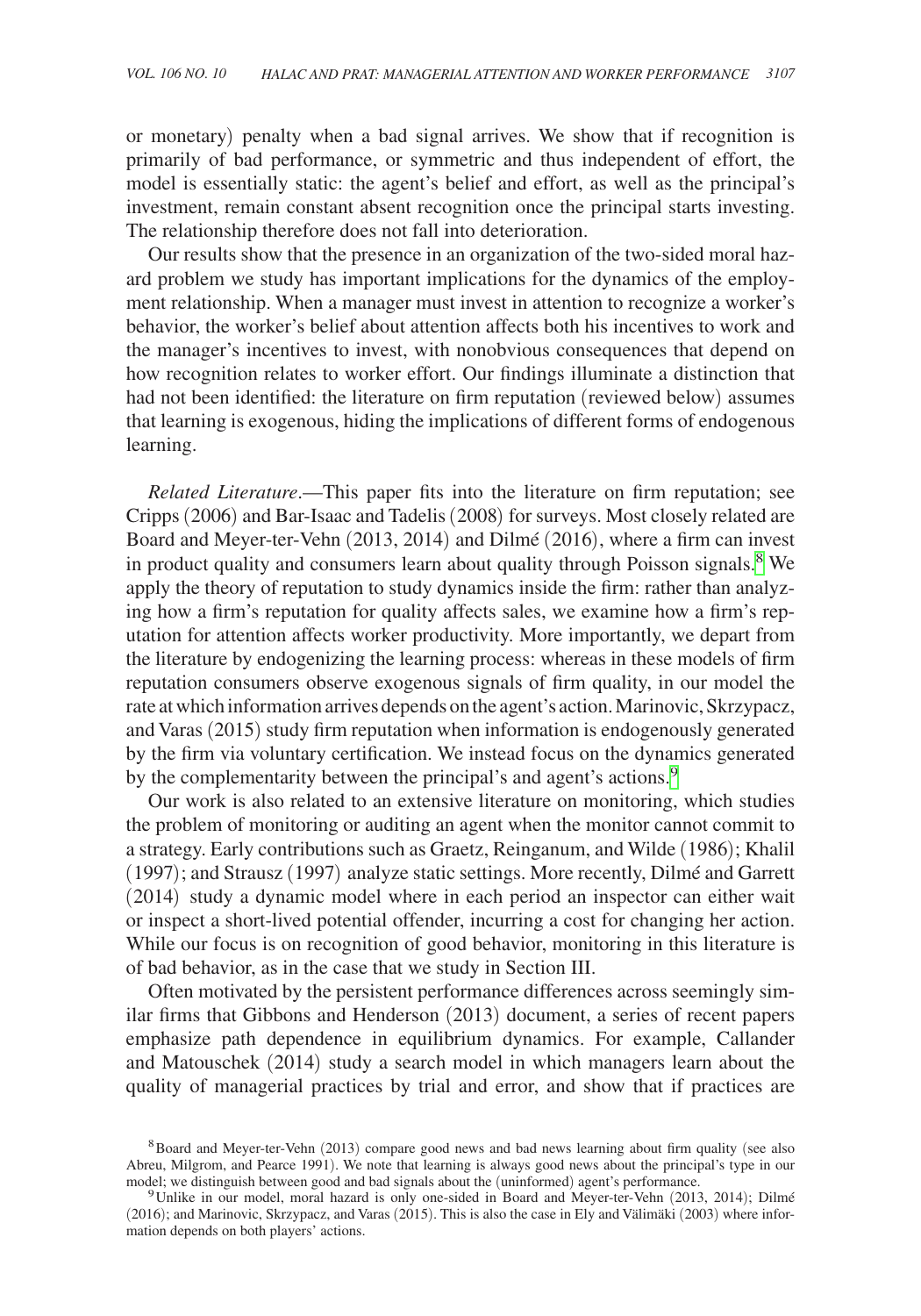or monetary) penalty when a bad signal arrives. We show that if recognition is primarily of bad performance, or symmetric and thus independent of effort, the model is essentially static: the agent's belief and effort, as well as the principal's investment, remain constant absent recognition once the principal starts investing. The relationship therefore does not fall into deterioration.

Our results show that the presence in an organization of the two-sided moral hazard problem we study has important implications for the dynamics of the employment relationship. When a manager must invest in attention to recognize a worker's behavior, the worker's belief about attention affects both his incentives to work and the manager's incentives to invest, with nonobvious consequences that depend on how recognition relates to worker effort. Our findings illuminate a distinction that had not been identified: the literature on firm reputation (reviewed below) assumes that learning is exogenous, hiding the implications of different forms of endogenous learning.

*Related Literature*.—This paper fits into the literature on firm reputation; see Cripps (2006) and Bar-Isaac and Tadelis (2008) for surveys. Most closely related are Board and Meyer-ter-Vehn (2013, 2014) and Dilmé (2016), where a firm can invest in product quality and consumers learn about quality through Poisson signals.[8] We apply the theory of reputation to study dynamics inside the firm: rather than analyzing how a firm's reputation for quality affects sales, we examine how a firm's reputation for attention affects worker productivity. More importantly, we depart from the literature by endogenizing the learning process: whereas in these models of firm reputation consumers observe exogenous signals of firm quality, in our model the rate at which information arrives depends on the agent's action. Marinovic, Skrzypacz, and Varas (2015) study firm reputation when information is endogenously generated by the firm via voluntary certification. We instead focus on the dynamics generated by the complementarity between the principal's and agent's actions.[9]

Our work is also related to an extensive literature on monitoring, which studies the problem of monitoring or auditing an agent when the monitor cannot commit to a strategy. Early contributions such as Graetz, Reinganum, and Wilde (1986); Khalil (1997); and Strausz (1997) analyze static settings. More recently, Dilmé and Garrett (2014) study a dynamic model where in each period an inspector can either wait or inspect a short-lived potential offender, incurring a cost for changing her action. While our focus is on recognition of good behavior, monitoring in this literature is of bad behavior, as in the case that we study in Section III.

Often motivated by the persistent performance differences across seemingly similar firms that Gibbons and Henderson (2013) document, a series of recent papers emphasize path dependence in equilibrium dynamics. For example, Callander and Matouschek (2014) study a search model in which managers learn about the quality of managerial practices by trial and error, and show that if practices are

[8] Board and Meyer-ter-Vehn (2013) compare good news and bad news learning about firm quality (see also Abreu, Milgrom, and Pearce 1991). We note that learning is always good news about the principal's type in our model; we distinguish between good and bad signals about the (uninformed) agent's performance.

[9] Unlike in our model, moral hazard is only one-sided in Board and Meyer-ter-Vehn (2013, 2014); Dilmé (2016); and Marinovic, Skrzypacz, and Varas (2015). This is also the case in Ely and Välimäki (2003) where information depends on both players' actions.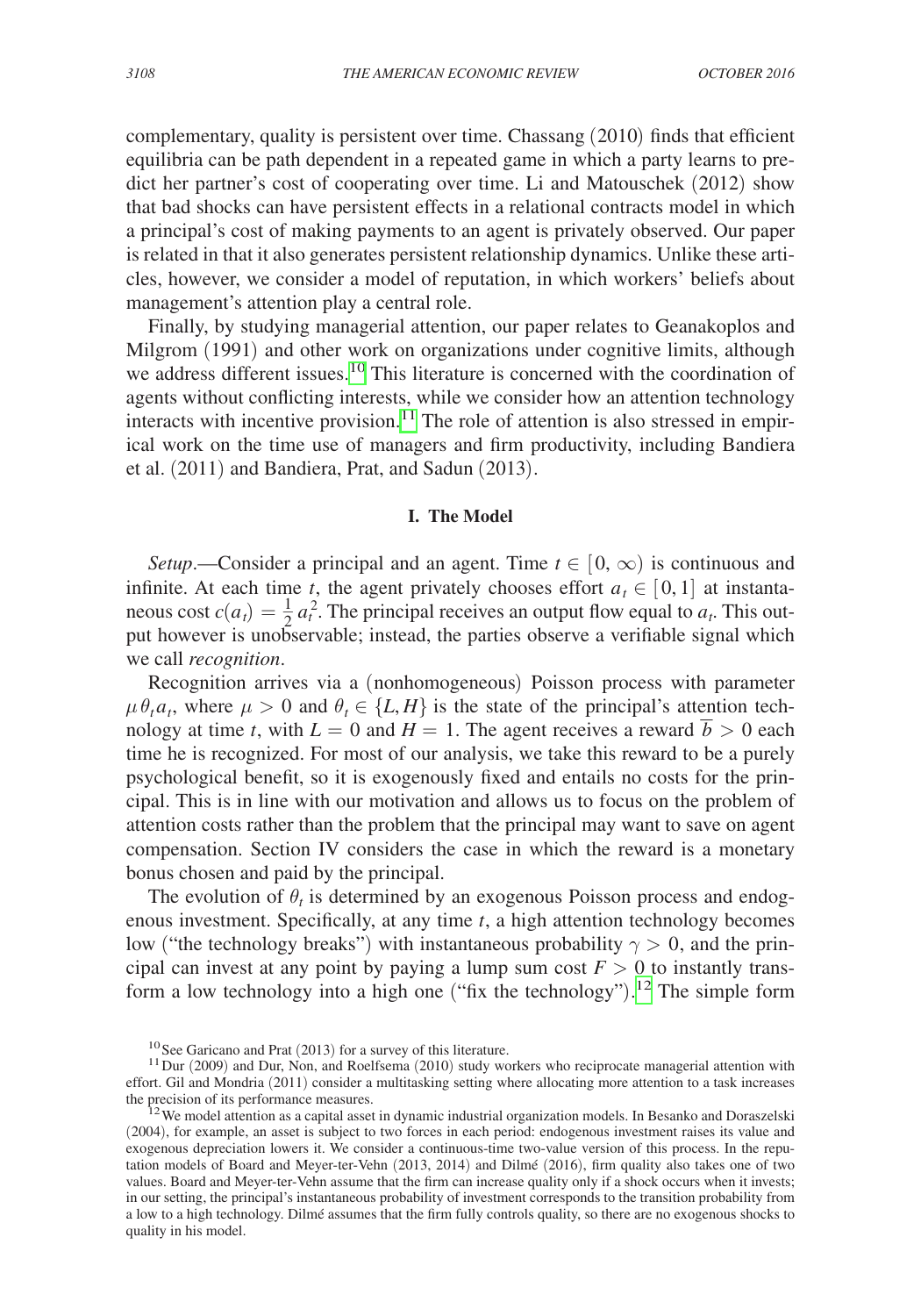complementary, quality is persistent over time. Chassang (2010) finds that efficient equilibria can be path dependent in a repeated game in which a party learns to predict her partner's cost of cooperating over time. Li and Matouschek (2012) show that bad shocks can have persistent effects in a relational contracts model in which a principal's cost of making payments to an agent is privately observed. Our paper is related in that it also generates persistent relationship dynamics. Unlike these articles, however, we consider a model of reputation, in which workers' beliefs about management's attention play a central role.

Finally, by studying managerial attention, our paper relates to Geanakoplos and Milgrom (1991) and other work on organizations under cognitive limits, although we address different issues.[10] This literature is concerned with the coordination of agents without conflicting interests, while we consider how an attention technology interacts with incentive provision.[11] The role of attention is also stressed in empirical work on the time use of managers and firm productivity, including Bandiera et al. (2011) and Bandiera, Prat, and Sadun (2013).

## I. The Model

*Setup*.—Consider a principal and an agent. Time $t \in [0, \infty)$ is continuous and infinite. At each time $t$, the agent privately chooses effort $a_t \in [0, 1]$ at instantaneous cost $c(a_t) = \frac{1}{2} a_t^2$. The principal receives an output flow equal to $a_t$. This output however is unobservable; instead, the parties observe a verifiable signal which we call *recognition*.

Recognition arrives via a (nonhomogeneous) Poisson process with parameter $\mu \theta_t a_t$, where $\mu > 0$ and $\theta_t \in \{L, H\}$ is the state of the principal's attention technology at time $t$, with $L = 0$ and $H = 1$. The agent receives a reward $\overline{b} > 0$ each time he is recognized. For most of our analysis, we take this reward to be a purely psychological benefit, so it is exogenously fixed and entails no costs for the principal. This is in line with our motivation and allows us to focus on the problem of attention costs rather than the problem that the principal may want to save on agent compensation. Section IV considers the case in which the reward is a monetary bonus chosen and paid by the principal.

The evolution of $\theta_t$ is determined by an exogenous Poisson process and endogenous investment. Specifically, at any time $t$, a high attention technology becomes low ("the technology breaks") with instantaneous probability $\gamma > 0$, and the principal can invest at any point by paying a lump sum cost $F > 0$ to instantly transform a low technology into a high one ("fix the technology").[12] The simple form

[10] See Garicano and Prat (2013) for a survey of this literature.

[11] Dur (2009) and Dur, Non, and Roelfsema (2010) study workers who reciprocate managerial attention with effort. Gil and Mondria (2011) consider a multitasking setting where allocating more attention to a task increases the precision of its performance measures.

[12] We model attention as a capital asset in dynamic industrial organization models. In Besanko and Doraszelski (2004), for example, an asset is subject to two forces in each period: endogenous investment raises its value and exogenous depreciation lowers it. We consider a continuous-time two-value version of this process. In the reputation models of Board and Meyer-ter-Vehn (2013, 2014) and Dilmé (2016), firm quality also takes one of two values. Board and Meyer-ter-Vehn assume that the firm can increase quality only if a shock occurs when it invests; in our setting, the principal's instantaneous probability of investment corresponds to the transition probability from a low to a high technology. Dilmé assumes that the firm fully controls quality, so there are no exogenous shocks to quality in his model.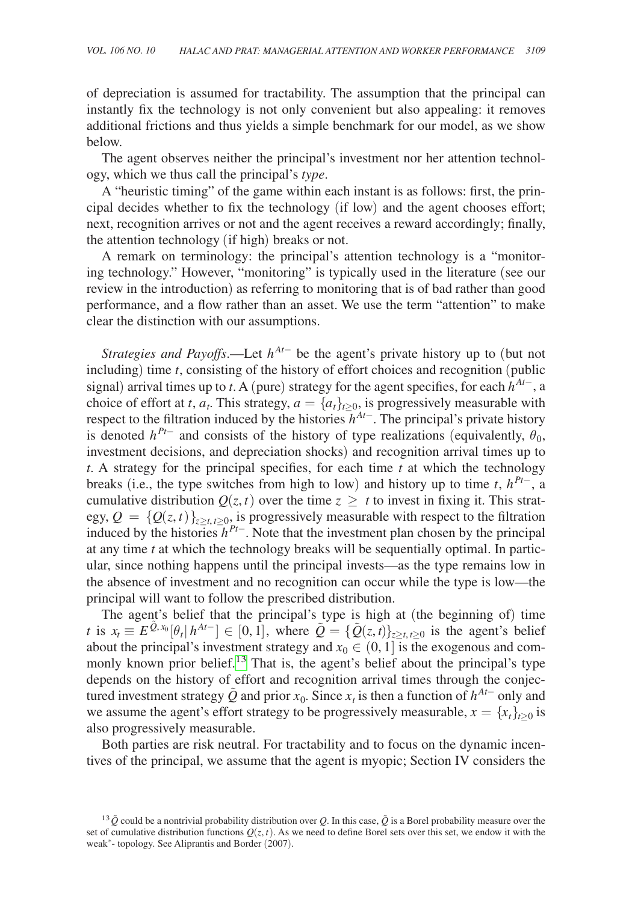of depreciation is assumed for tractability. The assumption that the principal can instantly fix the technology is not only convenient but also appealing: it removes additional frictions and thus yields a simple benchmark for our model, as we show below.

The agent observes neither the principal's investment nor her attention technology, which we thus call the principal's *type*.

A "heuristic timing" of the game within each instant is as follows: first, the principal decides whether to fix the technology (if low) and the agent chooses effort; next, recognition arrives or not and the agent receives a reward accordingly; finally, the attention technology (if high) breaks or not.

A remark on terminology: the principal's attention technology is a "monitoring technology." However, "monitoring" is typically used in the literature (see our review in the introduction) as referring to monitoring that is of bad rather than good performance, and a flow rather than an asset. We use the term "attention" to make clear the distinction with our assumptions.

*Strategies and Payoffs*.—Let $h^{At-}$ be the agent's private history up to (but not including) time $t$, consisting of the history of effort choices and recognition (public signal) arrival times up to $t$. A (pure) strategy for the agent specifies, for each $h^{At-}$, a choice of effort at $t$, $a_t$. This strategy, $a = \{a_t\}_{t \geq 0}$, is progressively measurable with respect to the filtration induced by the histories $h^{At-}$. The principal's private history is denoted $h^{Pt-}$ and consists of the history of type realizations (equivalently, $\theta_0$, investment decisions, and depreciation shocks) and recognition arrival times up to $t$. A strategy for the principal specifies, for each time $t$ at which the technology breaks (i.e., the type switches from high to low) and history up to time $t$, $h^{Pt-}$, a cumulative distribution $Q(z,t)$ over the time $z \geq t$ to invest in fixing it. This strategy, $Q = \{Q(z,t)\}_{z \geq t, t \geq 0}$, is progressively measurable with respect to the filtration induced by the histories $h^{Pt-}$. Note that the investment plan chosen by the principal at any time $t$ at which the technology breaks will be sequentially optimal. In particular, since nothing happens until the principal invests—as the type remains low in the absence of investment and no recognition can occur while the type is low—the principal will want to follow the prescribed distribution.

The agent's belief that the principal's type is high at (the beginning of) time $t$ is $x_t \equiv E^{\tilde{Q},x_0}[\theta_t | h^{At-}] \in [0,1]$, where $\tilde{Q} = \{\tilde{Q}(z,t)\}_{z \geq t, t \geq 0}$ is the agent's belief about the principal's investment strategy and $x_0 \in (0,1]$ is the exogenous and commonly known prior belief.[13] That is, the agent's belief about the principal's type depends on the history of effort and recognition arrival times through the conjectured investment strategy $\tilde{Q}$ and prior $x_0$. Since $x_t$ is then a function of $h^{At-}$ only and we assume the agent's effort strategy to be progressively measurable, $x = \{x_t\}_{t \geq 0}$ is also progressively measurable.

Both parties are risk neutral. For tractability and to focus on the dynamic incentives of the principal, we assume that the agent is myopic; Section IV considers the

[13] $\tilde{Q}$ could be a nontrivial probability distribution over $Q$. In this case, $\tilde{Q}$ is a Borel probability measure over the set of cumulative distribution functions $Q(z,t)$. As we need to define Borel sets over this set, we endow it with the weak*- topology. See Aliprantis and Border (2007).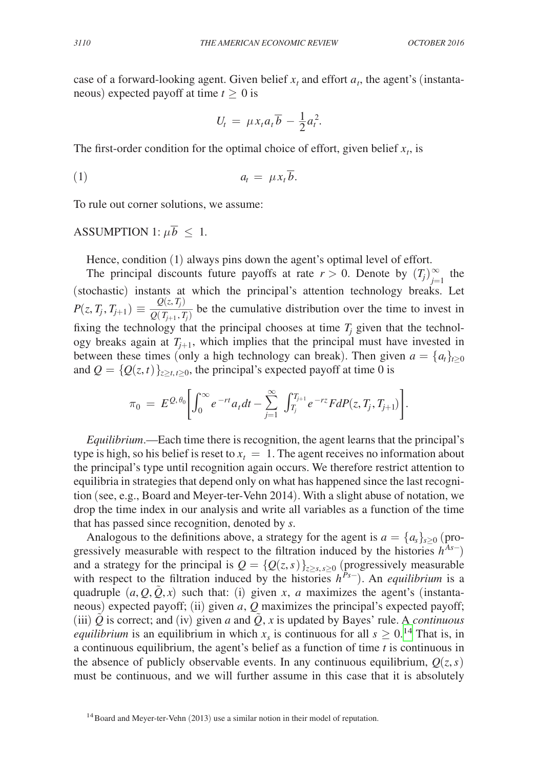case of a forward-looking agent. Given belief $x_t$ and effort $a_t$, the agent's (instantaneous) expected payoff at time $t \geq 0$ is

$$U_t = \mu x_t a_t \overline{b} - \frac{1}{2} a_t^2.$$

The first-order condition for the optimal choice of effort, given belief $x_t$, is

$$(1) \qquad a_t = \mu x_t \overline{b}.$$

To rule out corner solutions, we assume:

ASSUMPTION 1: $\mu \overline{b} \leq 1$.

Hence, condition (1) always pins down the agent's optimal level of effort.

The principal discounts future payoffs at rate $r > 0$. Denote by $(T_j)_{j=1}^{\infty}$ the (stochastic) instants at which the principal's attention technology breaks. Let $P(z, T_j, T_{j+1}) \equiv \frac{Q(z, T_j)}{Q(T_{j+1}, T_j)}$ be the cumulative distribution over the time to invest in fixing the technology that the principal chooses at time $T_j$ given that the technology breaks again at $T_{j+1}$, which implies that the principal must have invested in between these times (only a high technology can break). Then given $a = \{a_t\}_{t \geq 0}$ and $Q = \{Q(z,t)\}_{z \geq t, t \geq 0}$, the principal's expected payoff at time 0 is

$$\pi_0 = E^{Q, \theta_0}\left[\int_0^{\infty} e^{-rt} a_t dt - \sum_{j=1}^{\infty} \int_{T_j}^{T_{j+1}} e^{-rz} F dP(z, T_j, T_{j+1})\right].$$

*Equilibrium*.—Each time there is recognition, the agent learns that the principal's type is high, so his belief is reset to $x_t = 1$. The agent receives no information about the principal's type until recognition again occurs. We therefore restrict attention to equilibria in strategies that depend only on what has happened since the last recognition (see, e.g., Board and Meyer-ter-Vehn 2014). With a slight abuse of notation, we drop the time index in our analysis and write all variables as a function of the time that has passed since recognition, denoted by $s$.

Analogous to the definitions above, a strategy for the agent is $a = \{a_s\}_{s \geq 0}$ (progressively measurable with respect to the filtration induced by the histories $h^{As-}$) and a strategy for the principal is $Q = \{Q(z,s)\}_{z \geq s, s \geq 0}$ (progressively measurable with respect to the filtration induced by the histories $h^{Ps-}$). An *equilibrium* is a quadruple $(a, Q, \tilde{Q}, x)$ such that: (i) given $x$, $a$ maximizes the agent's (instantaneous) expected payoff; (ii) given $a$, $Q$ maximizes the principal's expected payoff; (iii) $\tilde{Q}$ is correct; and (iv) given $a$ and $\tilde{Q}$, $x$ is updated by Bayes' rule. A *continuous equilibrium* is an equilibrium in which $x_s$ is continuous for all $s \geq 0$.[14] That is, in a continuous equilibrium, the agent's belief as a function of time $t$ is continuous in the absence of publicly observable events. In any continuous equilibrium, $Q(z, s)$ must be continuous, and we will further assume in this case that it is absolutely

[14] Board and Meyer-ter-Vehn (2013) use a similar notion in their model of reputation.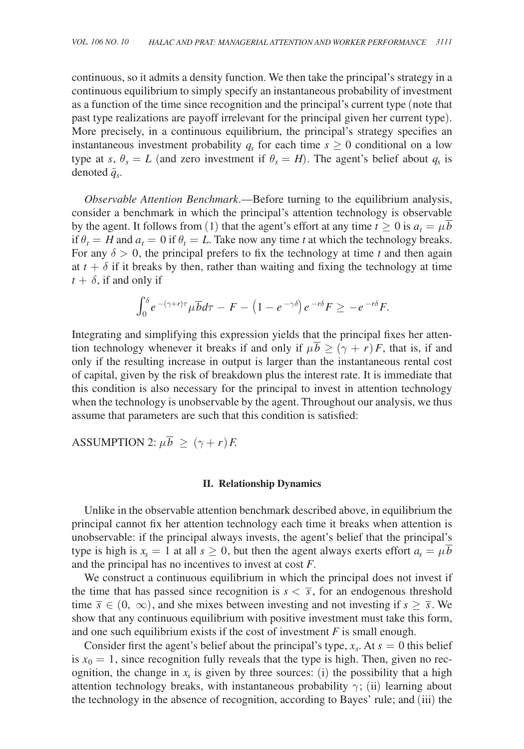continuous, so it admits a density function. We then take the principal's strategy in a continuous equilibrium to simply specify an instantaneous probability of investment as a function of the time since recognition and the principal's current type (note that past type realizations are payoff irrelevant for the principal given her current type). More precisely, in a continuous equilibrium, the principal's strategy specifies an instantaneous investment probability $q_s$ for each time $s \geq 0$ conditional on a low type at $s$, $\theta_s = L$ (and zero investment if $\theta_s = H$). The agent's belief about $q_s$ is denoted $\tilde{q}_s$.

*Observable Attention Benchmark*.—Before turning to the equilibrium analysis, consider a benchmark in which the principal's attention technology is observable by the agent. It follows from (1) that the agent's effort at any time $t \geq 0$ is $a_t = \mu \overline{b}$ if $\theta_t = H$ and $a_t = 0$ if $\theta_t = L$. Take now any time $t$ at which the technology breaks. For any $\delta > 0$, the principal prefers to fix the technology at time $t$ and then again at $t + \delta$ if it breaks by then, rather than waiting and fixing the technology at time $t + \delta$, if and only if

$$\int_0^{\delta} e^{-(\gamma+r)\tau} \mu \overline{b} d\tau - F - \left(1 - e^{-\gamma\delta}\right) e^{-r\delta} F \geq -e^{-r\delta} F.$$

Integrating and simplifying this expression yields that the principal fixes her attention technology whenever it breaks if and only if $\mu \overline{b} \geq (\gamma + r) F$, that is, if and only if the resulting increase in output is larger than the instantaneous rental cost of capital, given by the risk of breakdown plus the interest rate. It is immediate that this condition is also necessary for the principal to invest in attention technology when the technology is unobservable by the agent. Throughout our analysis, we thus assume that parameters are such that this condition is satisfied:

ASSUMPTION 2: $\mu \overline{b} \geq (\gamma + r) F$.

## II. Relationship Dynamics

Unlike in the observable attention benchmark described above, in equilibrium the principal cannot fix her attention technology each time it breaks when attention is unobservable: if the principal always invests, the agent's belief that the principal's type is high is $x_s = 1$ at all $s \geq 0$, but then the agent always exerts effort $a_s = \mu \overline{b}$ and the principal has no incentives to invest at cost $F$.

We construct a continuous equilibrium in which the principal does not invest if the time that has passed since recognition is $s < \overline{s}$, for an endogenous threshold time $\overline{s} \in (0, \infty)$, and she mixes between investing and not investing if $s \geq \overline{s}$. We show that any continuous equilibrium with positive investment must take this form, and one such equilibrium exists if the cost of investment $F$ is small enough.

Consider first the agent's belief about the principal's type, $x_s$. At $s = 0$ this belief is $x_0 = 1$, since recognition fully reveals that the type is high. Then, given no recognition, the change in $x_s$ is given by three sources: (i) the possibility that a high attention technology breaks, with instantaneous probability $\gamma$; (ii) learning about the technology in the absence of recognition, according to Bayes' rule; and (iii) the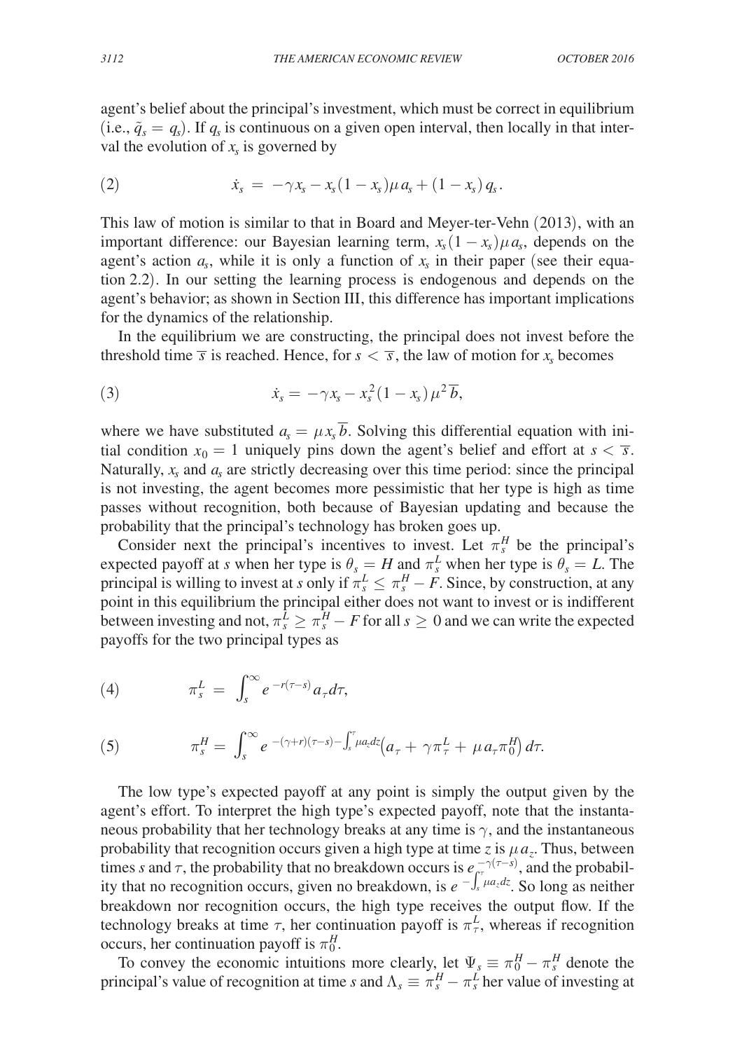agent's belief about the principal's investment, which must be correct in equilibrium (i.e., $\tilde{q}_s = q_s$). If $q_s$ is continuous on a given open interval, then locally in that interval the evolution of $x_s$ is governed by

$$\dot{x}_s = -\gamma x_s - x_s(1 - x_s)\mu a_s + (1 - x_s) q_s. \tag{2}$$

This law of motion is similar to that in Board and Meyer-ter-Vehn (2013), with an important difference: our Bayesian learning term, $x_s(1 - x_s)\mu a_s$, depends on the agent's action $a_s$, while it is only a function of $x_s$ in their paper (see their equation 2.2). In our setting the learning process is endogenous and depends on the agent's behavior; as shown in Section III, this difference has important implications for the dynamics of the relationship.

In the equilibrium we are constructing, the principal does not invest before the threshold time $\overline{s}$ is reached. Hence, for $s < \overline{s}$, the law of motion for $x_s$ becomes

$$\dot{x}_s = -\gamma x_s - x_s^2(1 - x_s)\mu^2 \overline{b}, \tag{3}$$

where we have substituted $a_s = \mu x_s \overline{b}$. Solving this differential equation with initial condition $x_0 = 1$ uniquely pins down the agent's belief and effort at $s < \overline{s}$. Naturally, $x_s$ and $a_s$ are strictly decreasing over this time period: since the principal is not investing, the agent becomes more pessimistic that her type is high as time passes without recognition, both because of Bayesian updating and because the probability that the principal's technology has broken goes up.

Consider next the principal's incentives to invest. Let $\pi_s^H$ be the principal's expected payoff at $s$ when her type is $\theta_s = H$ and $\pi_s^L$ when her type is $\theta_s = L$. The principal is willing to invest at $s$ only if $\pi_s^L \leq \pi_s^H - F$. Since, by construction, at any point in this equilibrium the principal either does not want to invest or is indifferent between investing and not, $\pi_s^L \geq \pi_s^H - F$ for all $s \geq 0$ and we can write the expected payoffs for the two principal types as

$$\pi_s^L = \int_s^\infty e^{-r(\tau - s)} a_\tau d\tau, \tag{4}$$

$$\pi_s^H = \int_s^\infty e^{-(\gamma + r)(\tau - s) - \int_s^\tau \mu a_z dz}\left(a_\tau + \gamma \pi_\tau^L + \mu a_\tau \pi_0^H\right) d\tau. \tag{5}$$

The low type's expected payoff at any point is simply the output given by the agent's effort. To interpret the high type's expected payoff, note that the instantaneous probability that her technology breaks at any time is $\gamma$, and the instantaneous probability that recognition occurs given a high type at time $z$ is $\mu a_z$. Thus, between times $s$ and $\tau$, the probability that no breakdown occurs is $e^{-\gamma(\tau - s)}$, and the probability that no recognition occurs, given no breakdown, is $e^{-\int_s^\tau \mu a_z dz}$. So long as neither breakdown nor recognition occurs, the high type receives the output flow. If the technology breaks at time $\tau$, her continuation payoff is $\pi_\tau^L$, whereas if recognition occurs, her continuation payoff is $\pi_0^H$.

To convey the economic intuitions more clearly, let $\Psi_s \equiv \pi_0^H - \pi_s^H$ denote the principal's value of recognition at time $s$ and $\Lambda_s \equiv \pi_s^H - \pi_s^L$ her value of investing at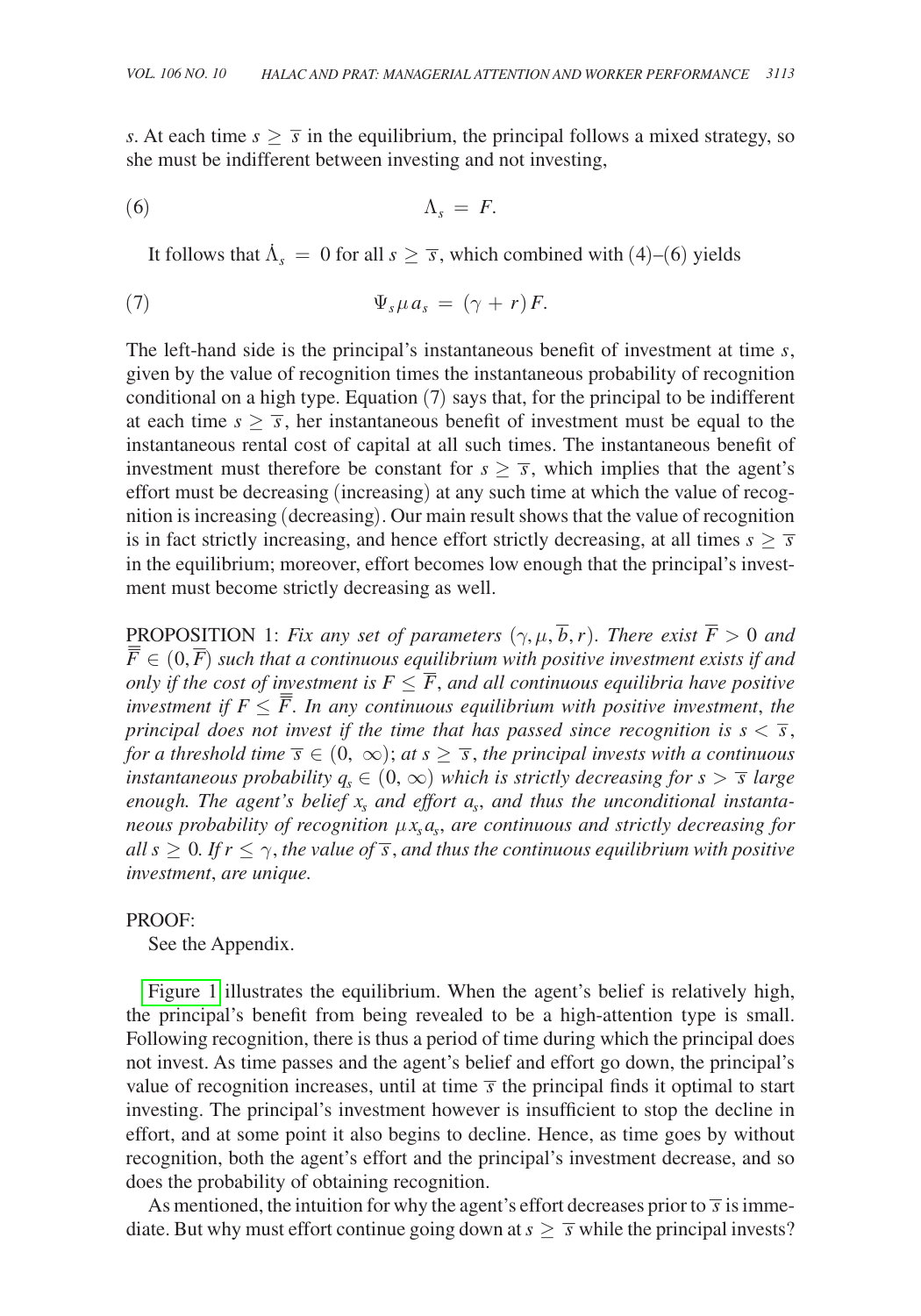$s$. At each time $s \geq \overline{s}$ in the equilibrium, the principal follows a mixed strategy, so she must be indifferent between investing and not investing,

$$\Lambda_s = F. \tag{6}$$

It follows that $\dot{\Lambda}_s = 0$ for all $s \geq \overline{s}$, which combined with (4)–(6) yields

$$\Psi_s \mu a_s = (\gamma + r) F. \tag{7}$$

The left-hand side is the principal's instantaneous benefit of investment at time $s$, given by the value of recognition times the instantaneous probability of recognition conditional on a high type. Equation (7) says that, for the principal to be indifferent at each time $s \geq \overline{s}$, her instantaneous benefit of investment must be equal to the instantaneous rental cost of capital at all such times. The instantaneous benefit of investment must therefore be constant for $s \geq \overline{s}$, which implies that the agent's effort must be decreasing (increasing) at any such time at which the value of recognition is increasing (decreasing). Our main result shows that the value of recognition is in fact strictly increasing, and hence effort strictly decreasing, at all times $s \geq \overline{s}$ in the equilibrium; moreover, effort becomes low enough that the principal's investment must become strictly decreasing as well.

PROPOSITION 1: *Fix any set of parameters $(\gamma, \mu, \overline{b}, r)$. There exist $\overline{F} > 0$ and $\overline{\overline{F}} \in (0, \overline{F})$ such that a continuous equilibrium with positive investment exists if and only if the cost of investment is $F \leq \overline{F}$, and all continuous equilibria have positive investment if $F \leq \overline{\overline{F}}$. In any continuous equilibrium with positive investment, the principal does not invest if the time that has passed since recognition is $s < \overline{s}$, for a threshold time $\overline{s} \in (0, \infty)$; at $s \geq \overline{s}$, the principal invests with a continuous instantaneous probability $q_s \in (0, \infty)$ which is strictly decreasing for $s > \overline{s}$ large enough. The agent's belief $x_s$ and effort $a_s$, and thus the unconditional instantaneous probability of recognition $\mu x_s a_s$, are continuous and strictly decreasing for all $s \geq 0$. If $r \leq \gamma$, the value of $\overline{s}$, and thus the continuous equilibrium with positive investment, are unique.*

PROOF:

See the Appendix.

Figure 1 illustrates the equilibrium. When the agent's belief is relatively high, the principal's benefit from being revealed to be a high-attention type is small. Following recognition, there is thus a period of time during which the principal does not invest. As time passes and the agent's belief and effort go down, the principal's value of recognition increases, until at time $\overline{s}$ the principal finds it optimal to start investing. The principal's investment however is insufficient to stop the decline in effort, and at some point it also begins to decline. Hence, as time goes by without recognition, both the agent's effort and the principal's investment decrease, and so does the probability of obtaining recognition.

As mentioned, the intuition for why the agent's effort decreases prior to $\overline{s}$ is immediate. But why must effort continue going down at $s \geq \overline{s}$ while the principal invests?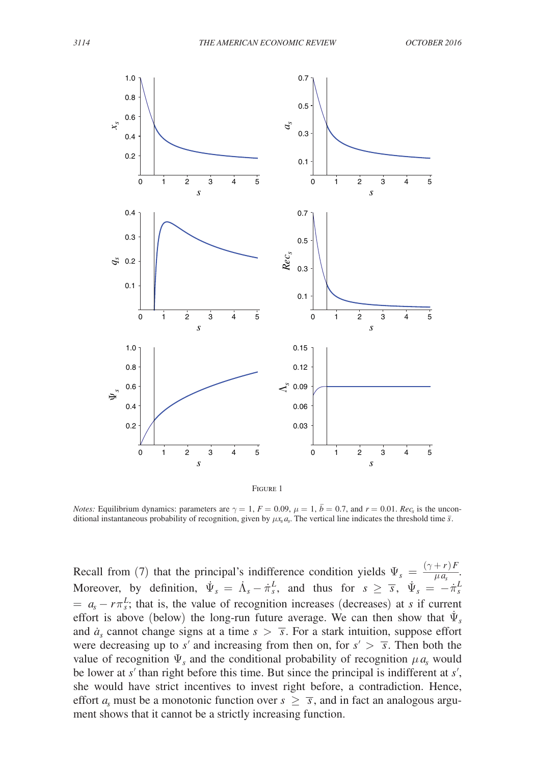Figure 1

*Notes:* Equilibrium dynamics: parameters are $\gamma = 1$, $F = 0.09$, $\mu = 1$, $\bar{b} = 0.7$, and $r = 0.01$. $Rec_s$ is the unconditional instantaneous probability of recognition, given by $\mu x_s a_s$. The vertical line indicates the threshold time $\bar{s}$.

Recall from (7) that the principal's indifference condition yields $\Psi_s = \frac{(\gamma + r)F}{\mu a_s}$. Moreover, by definition, $\dot{\Psi}_s = \dot{\Lambda}_s - \dot{\pi}^L_s$, and thus for $s \geq \overline{s}$, $\dot{\Psi}_s = -\dot{\pi}^L_s = a_s - r\pi^L_s$; that is, the value of recognition increases (decreases) at $s$ if current effort is above (below) the long-run future average. We can then show that $\dot{\Psi}_s$ and $\dot{a}_s$ cannot change signs at a time $s > \overline{s}$. For a stark intuition, suppose effort were decreasing up to $s'$ and increasing from then on, for $s' > \overline{s}$. Then both the value of recognition $\Psi_s$ and the conditional probability of recognition $\mu a_s$ would be lower at $s'$ than right before this time. But since the principal is indifferent at $s'$, she would have strict incentives to invest right before, a contradiction. Hence, effort $a_s$ must be a monotonic function over $s \geq \overline{s}$, and in fact an analogous argument shows that it cannot be a strictly increasing function.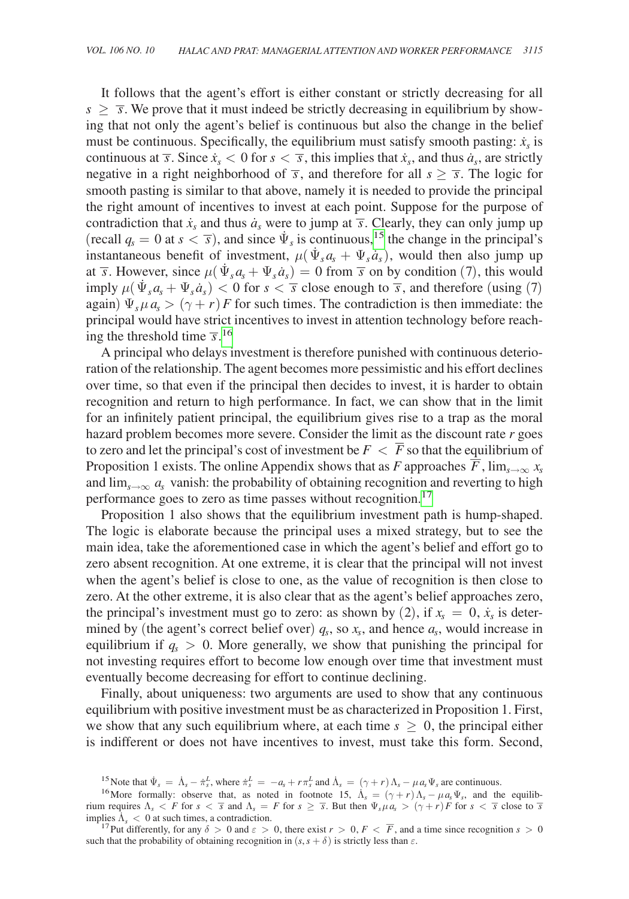It follows that the agent's effort is either constant or strictly decreasing for all $s \geq \overline{s}$. We prove that it must indeed be strictly decreasing in equilibrium by showing that not only the agent's belief is continuous but also the change in the belief must be continuous. Specifically, the equilibrium must satisfy smooth pasting: $\dot{x}_s$ is continuous at $\overline{s}$. Since $\dot{x}_s < 0$ for $s < \overline{s}$, this implies that $\dot{x}_s$, and thus $\dot{a}_s$, are strictly negative in a right neighborhood of $\overline{s}$, and therefore for all $s \geq \overline{s}$. The logic for smooth pasting is similar to that above, namely it is needed to provide the principal the right amount of incentives to invest at each point. Suppose for the purpose of contradiction that $\dot{x}_s$ and thus $\dot{a}_s$ were to jump at $\overline{s}$. Clearly, they can only jump up (recall $q_s = 0$ at $s < \overline{s}$), and since $\dot{\Psi}_s$ is continuous,[15] the change in the principal's instantaneous benefit of investment, $\mu(\dot{\Psi}_s a_s + \Psi_s \dot{a}_s)$, would then also jump up at $\overline{s}$. However, since $\mu(\dot{\Psi}_s a_s + \Psi_s \dot{a}_s) = 0$ from $\overline{s}$ on by condition (7), this would imply $\mu(\dot{\Psi}_s a_s + \Psi_s \dot{a}_s) < 0$ for $s < \overline{s}$ close enough to $\overline{s}$, and therefore (using (7) again) $\Psi_s \mu a_s > (\gamma + r) F$ for such times. The contradiction is then immediate: the principal would have strict incentives to invest in attention technology before reaching the threshold time $\overline{s}$.[16]

A principal who delays investment is therefore punished with continuous deterioration of the relationship. The agent becomes more pessimistic and his effort declines over time, so that even if the principal then decides to invest, it is harder to obtain recognition and return to high performance. In fact, we can show that in the limit for an infinitely patient principal, the equilibrium gives rise to a trap as the moral hazard problem becomes more severe. Consider the limit as the discount rate $r$ goes to zero and let the principal's cost of investment be $F < \overline{F}$ so that the equilibrium of Proposition 1 exists. The online Appendix shows that as $F$ approaches $\overline{F}$, $\lim_{s \to \infty} x_s$ and $\lim_{s \to \infty} a_s$ vanish: the probability of obtaining recognition and reverting to high performance goes to zero as time passes without recognition.[17]

Proposition 1 also shows that the equilibrium investment path is hump-shaped. The logic is elaborate because the principal uses a mixed strategy, but to see the main idea, take the aforementioned case in which the agent's belief and effort go to zero absent recognition. At one extreme, it is clear that the principal will not invest when the agent's belief is close to one, as the value of recognition is then close to zero. At the other extreme, it is also clear that as the agent's belief approaches zero, the principal's investment must go to zero: as shown by (2), if $x_s = 0$, $\dot{x}_s$ is determined by (the agent's correct belief over) $q_s$, so $x_s$, and hence $a_s$, would increase in equilibrium if $q_s > 0$. More generally, we show that punishing the principal for not investing requires effort to become low enough over time that investment must eventually become decreasing for effort to continue declining.

Finally, about uniqueness: two arguments are used to show that any continuous equilibrium with positive investment must be as characterized in Proposition 1. First, we show that any such equilibrium where, at each time $s \geq 0$, the principal either is indifferent or does not have incentives to invest, must take this form. Second,

[15] Note that $\dot{\Psi}_s = \dot{\Lambda}_s - \dot{\pi}_s^L$, where $\dot{\pi}_s^L = -a_s + r\pi_s^L$ and $\dot{\Lambda}_s = (\gamma + r)\Lambda_s - \mu a_s \Psi_s$ are continuous.

[16] More formally: observe that, as noted in footnote 15, $\dot{\Lambda}_s = (\gamma + r)\Lambda_s - \mu a_s \Psi_s$, and the equilibrium requires $\Lambda_s < F$ for $s < \overline{s}$ and $\Lambda_s = F$ for $s \geq \overline{s}$. But then $\Psi_s \mu a_s > (\gamma + r) F$ for $s < \overline{s}$ close to $\overline{s}$ implies $\dot{\Lambda}_s < 0$ at such times, a contradiction.

[17] Put differently, for any $\delta > 0$ and $\varepsilon > 0$, there exist $r > 0$, $F < \overline{F}$, and a time since recognition $s > 0$ such that the probability of obtaining recognition in $(s, s + \delta)$ is strictly less than $\varepsilon$.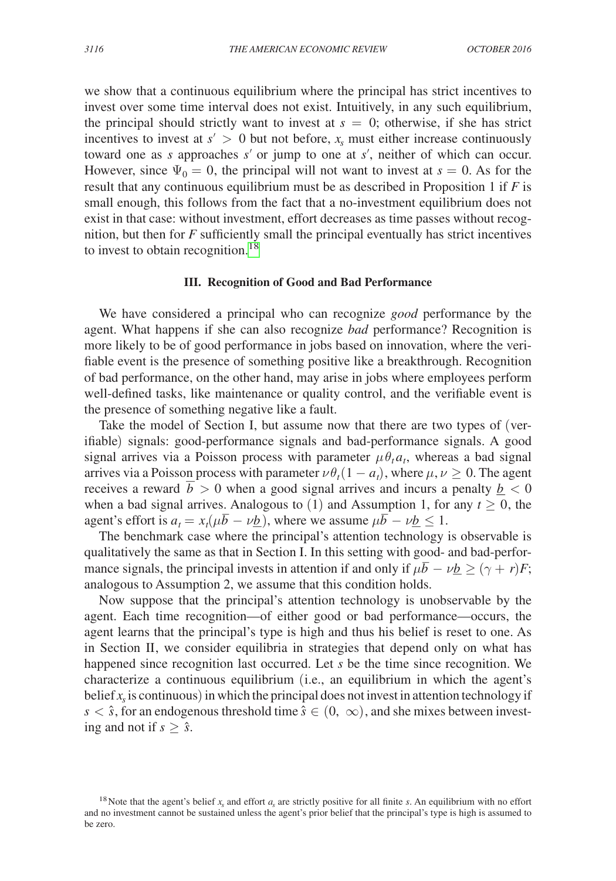we show that a continuous equilibrium where the principal has strict incentives to invest over some time interval does not exist. Intuitively, in any such equilibrium, the principal should strictly want to invest at $s = 0$; otherwise, if she has strict incentives to invest at $s' > 0$ but not before, $x_s$ must either increase continuously toward one as $s$ approaches $s'$ or jump to one at $s'$, neither of which can occur. However, since $\Psi_0 = 0$, the principal will not want to invest at $s = 0$. As for the result that any continuous equilibrium must be as described in Proposition 1 if $F$ is small enough, this follows from the fact that a no-investment equilibrium does not exist in that case: without investment, effort decreases as time passes without recognition, but then for $F$ sufficiently small the principal eventually has strict incentives to invest to obtain recognition.[18]

### III. Recognition of Good and Bad Performance

We have considered a principal who can recognize *good* performance by the agent. What happens if she can also recognize *bad* performance? Recognition is more likely to be of good performance in jobs based on innovation, where the verifiable event is the presence of something positive like a breakthrough. Recognition of bad performance, on the other hand, may arise in jobs where employees perform well-defined tasks, like maintenance or quality control, and the verifiable event is the presence of something negative like a fault.

Take the model of Section I, but assume now that there are two types of (verifiable) signals: good-performance signals and bad-performance signals. A good signal arrives via a Poisson process with parameter $\mu\theta_t a_t$, whereas a bad signal arrives via a Poisson process with parameter $\nu\theta_t(1 - a_t)$, where $\mu, \nu \geq 0$. The agent receives a reward $\overline{b} > 0$ when a good signal arrives and incurs a penalty $\underline{b} < 0$ when a bad signal arrives. Analogous to (1) and Assumption 1, for any $t \geq 0$, the agent's effort is $a_t = x_t(\mu\overline{b} - \nu\underline{b})$, where we assume $\mu\overline{b} - \nu\underline{b} \leq 1$.

The benchmark case where the principal's attention technology is observable is qualitatively the same as that in Section I. In this setting with good- and bad-performance signals, the principal invests in attention if and only if $\mu\overline{b} - \nu\underline{b} \geq (\gamma + r)F$; analogous to Assumption 2, we assume that this condition holds.

Now suppose that the principal's attention technology is unobservable by the agent. Each time recognition—of either good or bad performance—occurs, the agent learns that the principal's type is high and thus his belief is reset to one. As in Section II, we consider equilibria in strategies that depend only on what has happened since recognition last occurred. Let $s$ be the time since recognition. We characterize a continuous equilibrium (i.e., an equilibrium in which the agent's belief $x_s$ is continuous) in which the principal does not invest in attention technology if $s < \hat{s}$, for an endogenous threshold time $\hat{s} \in (0, \infty)$, and she mixes between investing and not if $s \geq \hat{s}$.

[18] Note that the agent's belief $x_s$ and effort $a_s$ are strictly positive for all finite $s$. An equilibrium with no effort and no investment cannot be sustained unless the agent's prior belief that the principal's type is high is assumed to be zero.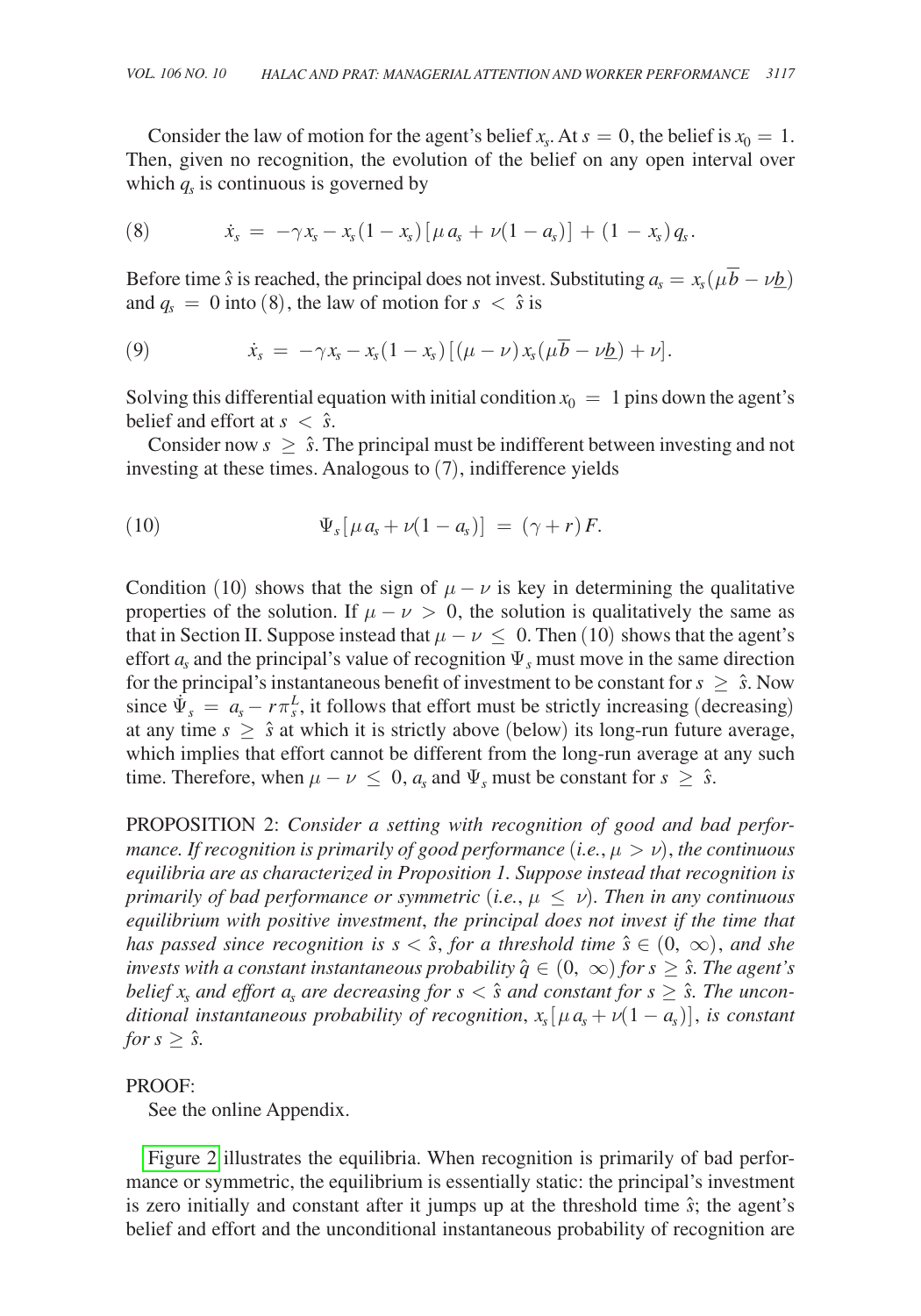Consider the law of motion for the agent's belief $x_s$. At $s = 0$, the belief is $x_0 = 1$. Then, given no recognition, the evolution of the belief on any open interval over which $q_s$ is continuous is governed by

$$\dot{x}_s = -\gamma x_s - x_s(1 - x_s)[\mu a_s + \nu(1 - a_s)] + (1 - x_s) q_s. \tag{8}$$

Before time $\hat{s}$ is reached, the principal does not invest. Substituting $a_s = x_s(\mu \overline{b} - \nu \underline{b})$ and $q_s = 0$ into (8), the law of motion for $s < \hat{s}$ is

$$\dot{x}_s = -\gamma x_s - x_s(1 - x_s)[(\mu - \nu) x_s(\mu \overline{b} - \nu \underline{b}) + \nu]. \tag{9}$$

Solving this differential equation with initial condition $x_0 = 1$ pins down the agent's belief and effort at $s < \hat{s}$.

Consider now $s \geq \hat{s}$. The principal must be indifferent between investing and not investing at these times. Analogous to (7), indifference yields

$$\Psi_s[\mu a_s + \nu(1 - a_s)] = (\gamma + r) F. \tag{10}$$

Condition (10) shows that the sign of $\mu - \nu$ is key in determining the qualitative properties of the solution. If $\mu - \nu > 0$, the solution is qualitatively the same as that in Section II. Suppose instead that $\mu - \nu \leq 0$. Then (10) shows that the agent's effort $a_s$ and the principal's value of recognition $\Psi_s$ must move in the same direction for the principal's instantaneous benefit of investment to be constant for $s \geq \hat{s}$. Now since $\dot{\Psi}_s = a_s - r\pi_s^L$, it follows that effort must be strictly increasing (decreasing) at any time $s \geq \hat{s}$ at which it is strictly above (below) its long-run future average, which implies that effort cannot be different from the long-run average at any such time. Therefore, when $\mu - \nu \leq 0$, $a_s$ and $\Psi_s$ must be constant for $s \geq \hat{s}$.

PROPOSITION 2: *Consider a setting with recognition of good and bad performance. If recognition is primarily of good performance (i.e., $\mu > \nu$), the continuous equilibria are as characterized in Proposition 1. Suppose instead that recognition is primarily of bad performance or symmetric (i.e., $\mu \leq \nu$). Then in any continuous equilibrium with positive investment, the principal does not invest if the time that has passed since recognition is $s < \hat{s}$, for a threshold time $\hat{s} \in (0, \infty)$, and she invests with a constant instantaneous probability $\hat{q} \in (0, \infty)$ for $s \geq \hat{s}$. The agent's belief $x_s$ and effort $a_s$ are decreasing for $s < \hat{s}$ and constant for $s \geq \hat{s}$. The unconditional instantaneous probability of recognition, $x_s[\mu a_s + \nu(1 - a_s)]$, is constant for $s \geq \hat{s}$.*

PROOF:

See the online Appendix.

Figure 2 illustrates the equilibria. When recognition is primarily of bad performance or symmetric, the equilibrium is essentially static: the principal's investment is zero initially and constant after it jumps up at the threshold time $\hat{s}$; the agent's belief and effort and the unconditional instantaneous probability of recognition are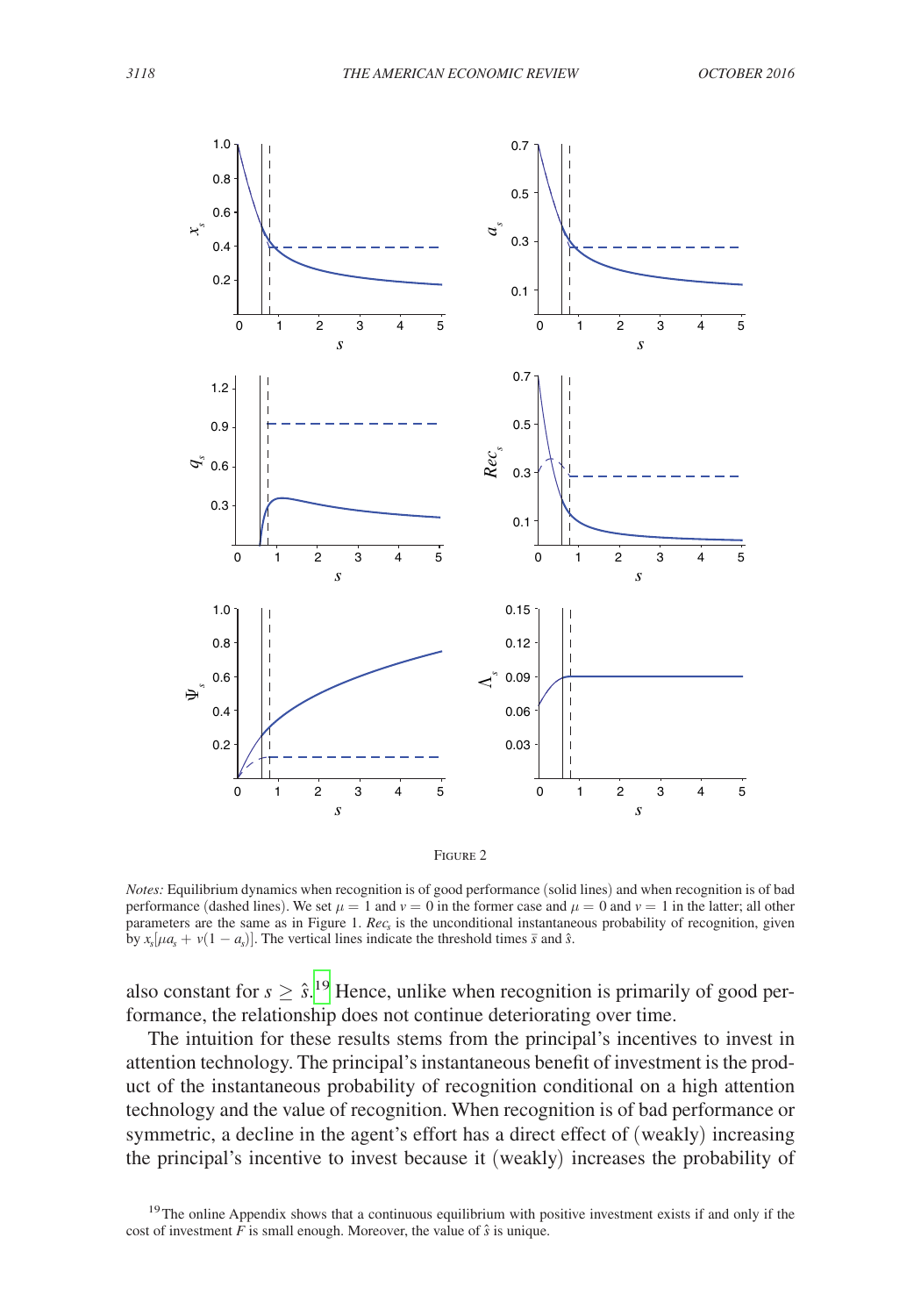Figure 2

*Notes:* Equilibrium dynamics when recognition is of good performance (solid lines) and when recognition is of bad performance (dashed lines). We set $\mu = 1$ and $\nu = 0$ in the former case and $\mu = 0$ and $\nu = 1$ in the latter; all other parameters are the same as in Figure 1. $Rec_s$ is the unconditional instantaneous probability of recognition, given by $x_s[\mu a_s + \nu(1 - a_s)]$. The vertical lines indicate the threshold times $\bar{s}$ and $\hat{s}$.

also constant for $s \geq \hat{s}$.[19] Hence, unlike when recognition is primarily of good performance, the relationship does not continue deteriorating over time.

The intuition for these results stems from the principal's incentives to invest in attention technology. The principal's instantaneous benefit of investment is the product of the instantaneous probability of recognition conditional on a high attention technology and the value of recognition. When recognition is of bad performance or symmetric, a decline in the agent's effort has a direct effect of (weakly) increasing the principal's incentive to invest because it (weakly) increases the probability of

[19] The online Appendix shows that a continuous equilibrium with positive investment exists if and only if the cost of investment $F$ is small enough. Moreover, the value of $\hat{s}$ is unique.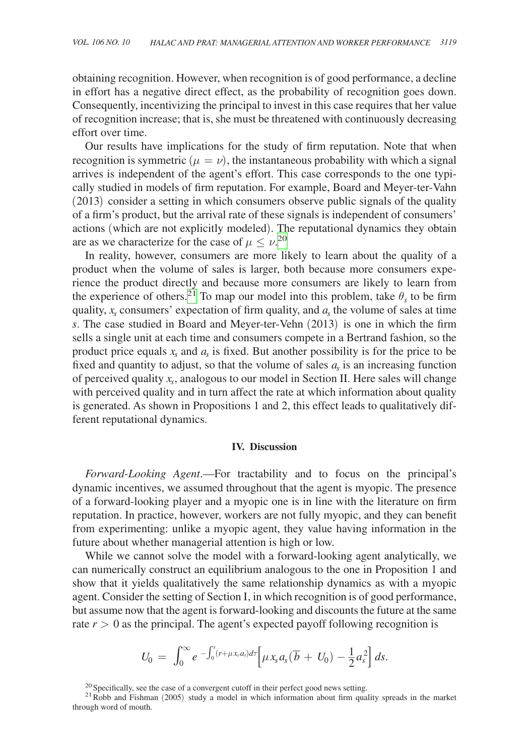obtaining recognition. However, when recognition is of good performance, a decline in effort has a negative direct effect, as the probability of recognition goes down. Consequently, incentivizing the principal to invest in this case requires that her value of recognition increase; that is, she must be threatened with continuously decreasing effort over time.

Our results have implications for the study of firm reputation. Note that when recognition is symmetric ($\mu = \nu$), the instantaneous probability with which a signal arrives is independent of the agent's effort. This case corresponds to the one typically studied in models of firm reputation. For example, Board and Meyer-ter-Vahn (2013) consider a setting in which consumers observe public signals of the quality of a firm's product, but the arrival rate of these signals is independent of consumers' actions (which are not explicitly modeled). The reputational dynamics they obtain are as we characterize for the case of $\mu \leq \nu$.[20]

In reality, however, consumers are more likely to learn about the quality of a product when the volume of sales is larger, both because more consumers experience the product directly and because more consumers are likely to learn from the experience of others.[21] To map our model into this problem, take $\theta_s$ to be firm quality, $x_s$ consumers' expectation of firm quality, and $a_s$ the volume of sales at time $s$. The case studied in Board and Meyer-ter-Vahn (2013) is one in which the firm sells a single unit at each time and consumers compete in a Bertrand fashion, so the product price equals $x_s$ and $a_s$ is fixed. But another possibility is for the price to be fixed and quantity to adjust, so that the volume of sales $a_s$ is an increasing function of perceived quality $x_s$, analogous to our model in Section II. Here sales will change with perceived quality and in turn affect the rate at which information about quality is generated. As shown in Propositions 1 and 2, this effect leads to qualitatively different reputational dynamics.

## IV. Discussion

*Forward-Looking Agent*.—For tractability and to focus on the principal's dynamic incentives, we assumed throughout that the agent is myopic. The presence of a forward-looking player and a myopic one is in line with the literature on firm reputation. In practice, however, workers are not fully myopic, and they can benefit from experimenting: unlike a myopic agent, they value having information in the future about whether managerial attention is high or low.

While we cannot solve the model with a forward-looking agent analytically, we can numerically construct an equilibrium analogous to the one in Proposition 1 and show that it yields qualitatively the same relationship dynamics as with a myopic agent. Consider the setting of Section I, in which recognition is of good performance, but assume now that the agent is forward-looking and discounts the future at the same rate $r > 0$ as the principal. The agent's expected payoff following recognition is

$$U_0 = \int_0^\infty e^{-\int_0^s (r+\mu x_\tau a_\tau) d\tau} \Big[ \mu x_s a_s (\overline{b} + U_0) - \frac{1}{2} a_s^2 \Big] \, ds.$$

[20] Specifically, see the case of a convergent cutoff in their perfect good news setting.

[21] Robb and Fishman (2005) study a model in which information about firm quality spreads in the market through word of mouth.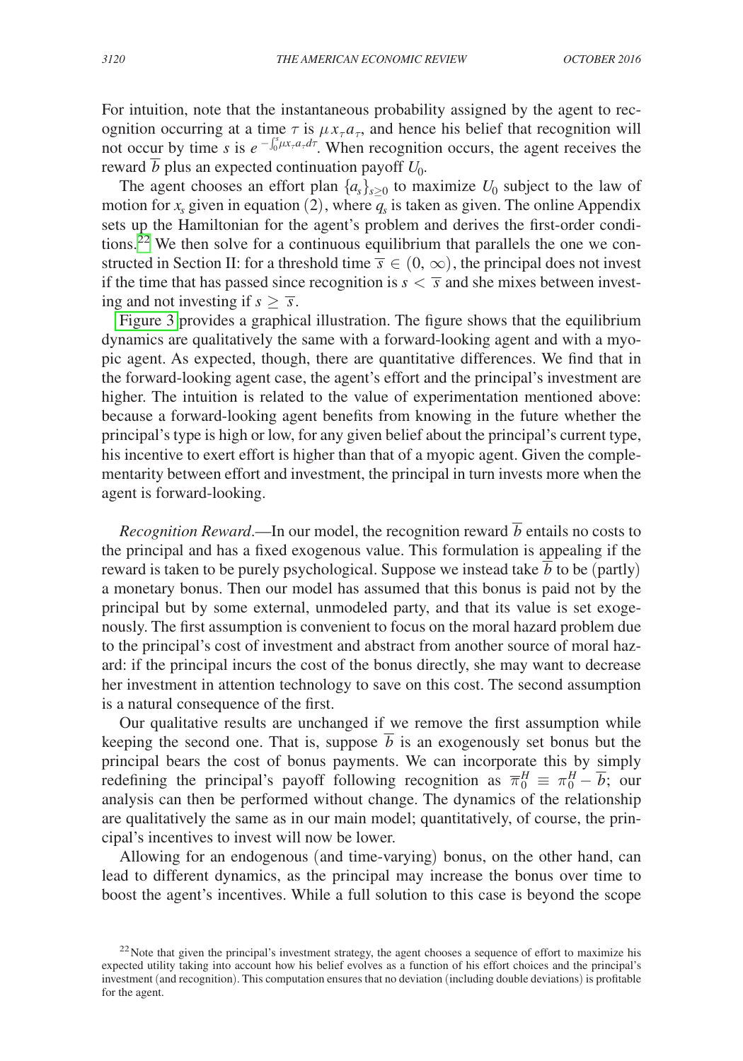For intuition, note that the instantaneous probability assigned by the agent to recognition occurring at a time $\tau$ is $\mu x_\tau a_\tau$, and hence his belief that recognition will not occur by time $s$ is $e^{-\int_0^s \mu x_\tau a_\tau d\tau}$. When recognition occurs, the agent receives the reward $\overline{b}$ plus an expected continuation payoff $U_0$.

The agent chooses an effort plan $\{a_s\}_{s \geq 0}$ to maximize $U_0$ subject to the law of motion for $x_s$ given in equation (2), where $q_s$ is taken as given. The online Appendix sets up the Hamiltonian for the agent's problem and derives the first-order conditions.[22] We then solve for a continuous equilibrium that parallels the one we constructed in Section II: for a threshold time $\overline{s} \in (0, \infty)$, the principal does not invest if the time that has passed since recognition is $s < \overline{s}$ and she mixes between investing and not investing if $s \geq \overline{s}$.

Figure 3 provides a graphical illustration. The figure shows that the equilibrium dynamics are qualitatively the same with a forward-looking agent and with a myopic agent. As expected, though, there are quantitative differences. We find that in the forward-looking agent case, the agent's effort and the principal's investment are higher. The intuition is related to the value of experimentation mentioned above: because a forward-looking agent benefits from knowing in the future whether the principal's type is high or low, for any given belief about the principal's current type, his incentive to exert effort is higher than that of a myopic agent. Given the complementarity between effort and investment, the principal in turn invests more when the agent is forward-looking.

*Recognition Reward*.—In our model, the recognition reward $\overline{b}$ entails no costs to the principal and has a fixed exogenous value. This formulation is appealing if the reward is taken to be purely psychological. Suppose we instead take $\overline{b}$ to be (partly) a monetary bonus. Then our model has assumed that this bonus is paid not by the principal but by some external, unmodeled party, and that its value is set exogenously. The first assumption is convenient to focus on the moral hazard problem due to the principal's cost of investment and abstract from another source of moral hazard: if the principal incurs the cost of the bonus directly, she may want to decrease her investment in attention technology to save on this cost. The second assumption is a natural consequence of the first.

Our qualitative results are unchanged if we remove the first assumption while keeping the second one. That is, suppose $\overline{b}$ is an exogenously set bonus but the principal bears the cost of bonus payments. We can incorporate this by simply redefining the principal's payoff following recognition as $\overline{\pi}_0^H \equiv \pi_0^H - \overline{b}$; our analysis can then be performed without change. The dynamics of the relationship are qualitatively the same as in our main model; quantitatively, of course, the principal's incentives to invest will now be lower.

Allowing for an endogenous (and time-varying) bonus, on the other hand, can lead to different dynamics, as the principal may increase the bonus over time to boost the agent's incentives. While a full solution to this case is beyond the scope

[22] Note that given the principal's investment strategy, the agent chooses a sequence of effort to maximize his expected utility taking into account how his belief evolves as a function of his effort choices and the principal's investment (and recognition). This computation ensures that no deviation (including double deviations) is profitable for the agent.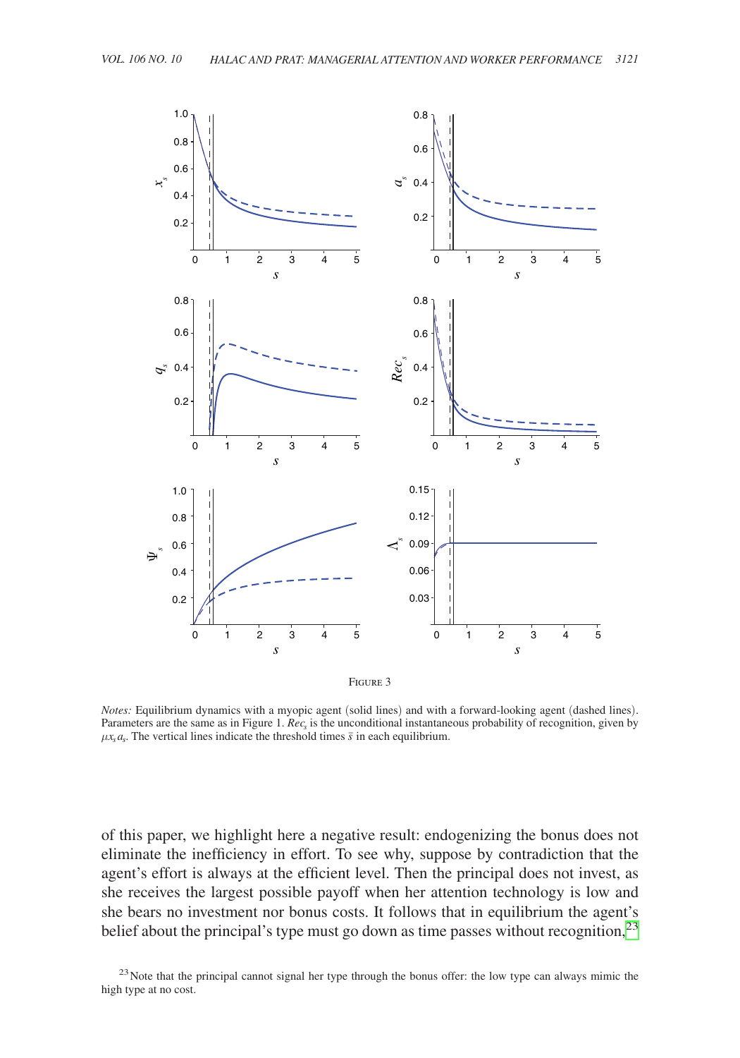Figure 3

*Notes:* Equilibrium dynamics with a myopic agent (solid lines) and with a forward-looking agent (dashed lines). Parameters are the same as in Figure 1. $Rec_s$ is the unconditional instantaneous probability of recognition, given by $\mu x_s a_s$. The vertical lines indicate the threshold times $\bar{s}$ in each equilibrium.

of this paper, we highlight here a negative result: endogenizing the bonus does not eliminate the inefficiency in effort. To see why, suppose by contradiction that the agent's effort is always at the efficient level. Then the principal does not invest, as she receives the largest possible payoff when her attention technology is low and she bears no investment nor bonus costs. It follows that in equilibrium the agent's belief about the principal's type must go down as time passes without recognition.[23]

[23] Note that the principal cannot signal her type through the bonus offer: the low type can always mimic the high type at no cost.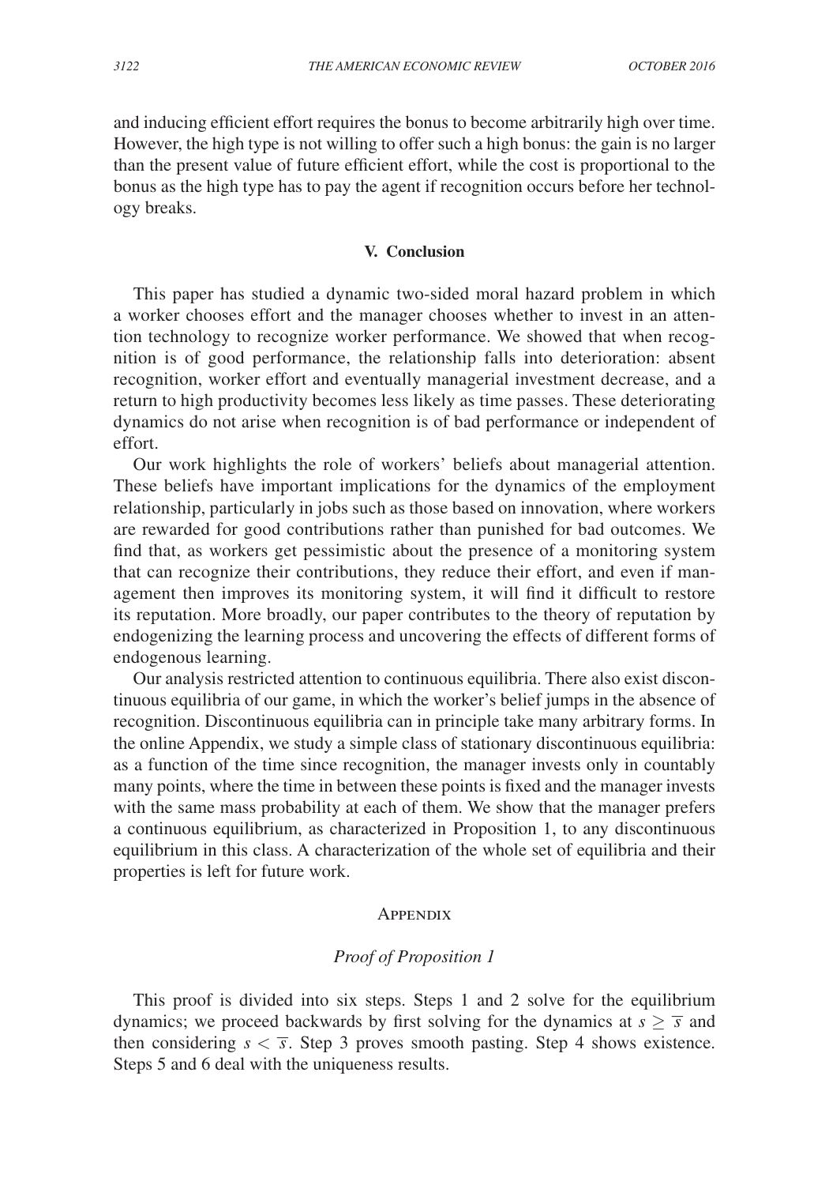and inducing efficient effort requires the bonus to become arbitrarily high over time. However, the high type is not willing to offer such a high bonus: the gain is no larger than the present value of future efficient effort, while the cost is proportional to the bonus as the high type has to pay the agent if recognition occurs before her technology breaks.

## V. Conclusion

This paper has studied a dynamic two-sided moral hazard problem in which a worker chooses effort and the manager chooses whether to invest in an attention technology to recognize worker performance. We showed that when recognition is of good performance, the relationship falls into deterioration: absent recognition, worker effort and eventually managerial investment decrease, and a return to high productivity becomes less likely as time passes. These deteriorating dynamics do not arise when recognition is of bad performance or independent of effort.

Our work highlights the role of workers' beliefs about managerial attention. These beliefs have important implications for the dynamics of the employment relationship, particularly in jobs such as those based on innovation, where workers are rewarded for good contributions rather than punished for bad outcomes. We find that, as workers get pessimistic about the presence of a monitoring system that can recognize their contributions, they reduce their effort, and even if management then improves its monitoring system, it will find it difficult to restore its reputation. More broadly, our paper contributes to the theory of reputation by endogenizing the learning process and uncovering the effects of different forms of endogenous learning.

Our analysis restricted attention to continuous equilibria. There also exist discontinuous equilibria of our game, in which the worker's belief jumps in the absence of recognition. Discontinuous equilibria can in principle take many arbitrary forms. In the online Appendix, we study a simple class of stationary discontinuous equilibria: as a function of the time since recognition, the manager invests only in countably many points, where the time in between these points is fixed and the manager invests with the same mass probability at each of them. We show that the manager prefers a continuous equilibrium, as characterized in Proposition 1, to any discontinuous equilibrium in this class. A characterization of the whole set of equilibria and their properties is left for future work.

## Appendix

### *Proof of Proposition 1*

This proof is divided into six steps. Steps 1 and 2 solve for the equilibrium dynamics; we proceed backwards by first solving for the dynamics at $s \geq \overline{s}$ and then considering $s < \overline{s}$. Step 3 proves smooth pasting. Step 4 shows existence. Steps 5 and 6 deal with the uniqueness results.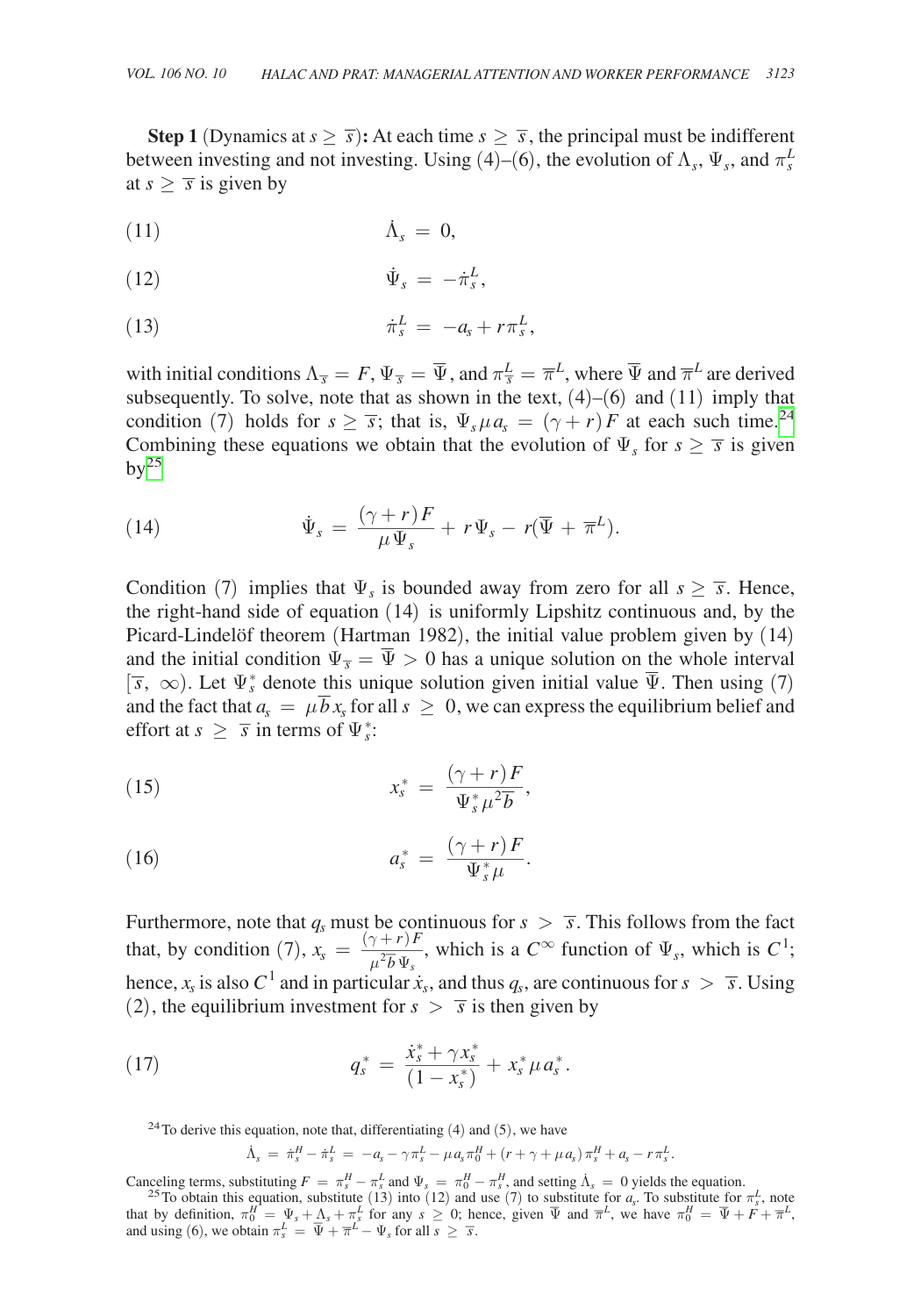**Step 1** (Dynamics at $s \geq \overline{s}$)**:** At each time $s \geq \overline{s}$, the principal must be indifferent between investing and not investing. Using (4)–(6), the evolution of $\Lambda_s$, $\Psi_s$, and $\pi_s^L$ at $s \geq \overline{s}$ is given by

$$\dot{\Lambda}_s = 0, \tag{11}$$

$$\dot{\Psi}_s = -\dot{\pi}_s^L, \tag{12}$$

$$\dot{\pi}_s^L = -a_s + r\pi_s^L, \tag{13}$$

with initial conditions $\Lambda_{\overline{s}} = F$, $\Psi_{\overline{s}} = \overline{\Psi}$, and $\pi_{\overline{s}}^L = \overline{\pi}^L$, where $\overline{\Psi}$ and $\overline{\pi}^L$ are derived subsequently. To solve, note that as shown in the text, (4)–(6) and (11) imply that condition (7) holds for $s \geq \overline{s}$; that is, $\Psi_s \mu a_s = (\gamma + r)F$ at each such time.[24] Combining these equations we obtain that the evolution of $\Psi_s$ for $s \geq \overline{s}$ is given by[25]

$$\dot{\Psi}_s = \frac{(\gamma + r)F}{\mu \Psi_s} + r\Psi_s - r(\overline{\Psi} + \overline{\pi}^L). \tag{14}$$

Condition (7) implies that $\Psi_s$ is bounded away from zero for all $s \geq \overline{s}$. Hence, the right-hand side of equation (14) is uniformly Lipshitz continuous and, by the Picard-Lindelöf theorem (Hartman 1982), the initial value problem given by (14) and the initial condition $\Psi_{\overline{s}} = \overline{\Psi} > 0$ has a unique solution on the whole interval $[\overline{s}, \infty)$. Let $\Psi_s^*$ denote this unique solution given initial value $\overline{\Psi}$. Then using (7) and the fact that $a_s = \mu \overline{b} x_s$ for all $s \geq 0$, we can express the equilibrium belief and effort at $s \geq \overline{s}$ in terms of $\Psi_s^*$:

$$x_s^* = \frac{(\gamma + r)F}{\Psi_s^* \mu^2 \overline{b}}, \tag{15}$$

$$a_s^* = \frac{(\gamma + r)F}{\Psi_s^* \mu}. \tag{16}$$

Furthermore, note that $q_s$ must be continuous for $s > \overline{s}$. This follows from the fact that, by condition (7), $x_s = \frac{(\gamma + r)F}{\mu^2 \overline{b} \Psi_s}$, which is a $C^\infty$ function of $\Psi_s$, which is $C^1$; hence, $x_s$ is also $C^1$ and in particular $\dot{x}_s$, and thus $q_s$, are continuous for $s > \overline{s}$. Using (2), the equilibrium investment for $s > \overline{s}$ is then given by

$$q_s^* = \frac{\dot{x}_s^* + \gamma x_s^*}{(1 - x_s^*)} + x_s^* \mu a_s^*. \tag{17}$$

[24] To derive this equation, note that, differentiating (4) and (5), we have

$$\dot{\Lambda}_s = \dot{\pi}_s^H - \dot{\pi}_s^L = -a_s - \gamma \pi_s^L - \mu a_s \pi_0^H + (r + \gamma + \mu a_s)\pi_s^H + a_s - r\pi_s^L.$$

Canceling terms, substituting $F = \pi_s^H - \pi_s^L$ and $\Psi_s = \pi_0^H - \pi_s^H$, and setting $\dot{\Lambda}_s = 0$ yields the equation.

[25] To obtain this equation, substitute (13) into (12) and use (7) to substitute for $a_s$. To substitute for $\pi_s^L$, note that by definition, $\pi_0^H = \Psi_s + \Lambda_s + \pi_s^L$ for any $s \geq 0$; hence, given $\overline{\Psi}$ and $\overline{\pi}^L$, we have $\pi_0^H = \overline{\Psi} + F + \overline{\pi}^L$, and using (6), we obtain $\pi_s^L = \overline{\Psi} + \overline{\pi}^L - \Psi_s$ for all $s \geq \overline{s}$.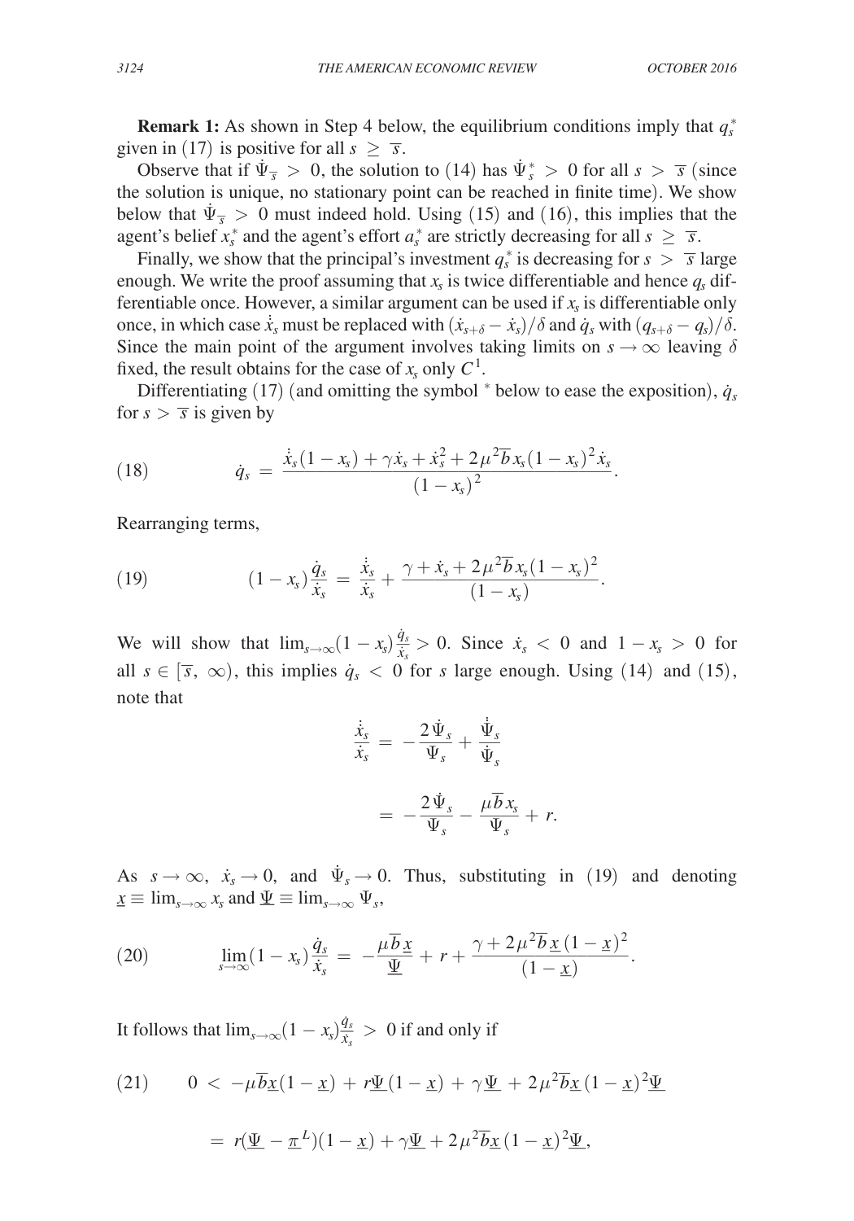**Remark 1:** As shown in Step 4 below, the equilibrium conditions imply that $q_s^*$ given in (17) is positive for all $s \geq \overline{s}$.

Observe that if $\dot{\Psi}_{\overline{s}} > 0$, the solution to (14) has $\dot{\Psi}_s^* > 0$ for all $s > \overline{s}$ (since the solution is unique, no stationary point can be reached in finite time). We show below that $\dot{\Psi}_{\overline{s}} > 0$ must indeed hold. Using (15) and (16), this implies that the agent's belief $x_s^*$ and the agent's effort $a_s^*$ are strictly decreasing for all $s \geq \overline{s}$.

Finally, we show that the principal's investment $q_s^*$ is decreasing for $s > \overline{s}$ large enough. We write the proof assuming that $x_s$ is twice differentiable and hence $q_s$ differentiable once. However, a similar argument can be used if $x_s$ is differentiable only once, in which case $\ddot{x}_s$ must be replaced with $(\dot{x}_{s+\delta} - \dot{x}_s)/\delta$ and $\dot{q}_s$ with $(q_{s+\delta} - q_s)/\delta$. Since the main point of the argument involves taking limits on $s \to \infty$ leaving $\delta$ fixed, the result obtains for the case of $x_s$ only $C^1$.

Differentiating (17) (and omitting the symbol $^*$ below to ease the exposition), $\dot{q}_s$ for $s > \overline{s}$ is given by

$$\dot{q}_s = \frac{\ddot{x}_s(1-x_s) + \gamma \dot{x}_s + \dot{x}_s^2 + 2\mu^2 \overline{b} x_s (1-x_s)^2 \dot{x}_s}{(1-x_s)^2}. \tag{18}$$

Rearranging terms,

$$(1-x_s)\frac{\dot{q}_s}{\dot{x}_s} = \frac{\ddot{x}_s}{\dot{x}_s} + \frac{\gamma + \dot{x}_s + 2\mu^2 \overline{b} x_s (1-x_s)^2}{(1-x_s)}. \tag{19}$$

We will show that $\lim_{s\to\infty}(1-x_s)\frac{\dot{q}_s}{\dot{x}_s} > 0$. Since $\dot{x}_s < 0$ and $1 - x_s > 0$ for all $s \in [\overline{s}, \infty)$, this implies $\dot{q}_s < 0$ for $s$ large enough. Using (14) and (15), note that

$$\frac{\ddot{x}_s}{\dot{x}_s} = -\frac{2\dot{\Psi}_s}{\Psi_s} + \frac{\ddot{\Psi}_s}{\dot{\Psi}_s}$$

$$= -\frac{2\dot{\Psi}_s}{\Psi_s} - \frac{\mu \overline{b} x_s}{\Psi_s} + r.$$

As $s \to \infty$, $\dot{x}_s \to 0$, and $\dot{\Psi}_s \to 0$. Thus, substituting in (19) and denoting $\underline{x} \equiv \lim_{s\to\infty} x_s$ and $\underline{\Psi} \equiv \lim_{s\to\infty} \Psi_s$,

$$\lim_{s\to\infty}(1-x_s)\frac{\dot{q}_s}{\dot{x}_s} = -\frac{\mu \overline{b} \underline{x}}{\underline{\Psi}} + r + \frac{\gamma + 2\mu^2 \overline{b} \underline{x} (1-\underline{x})^2}{(1-\underline{x})}. \tag{20}$$

It follows that $\lim_{s\to\infty}(1-x_s)\frac{\dot{q}_s}{\dot{x}_s} > 0$ if and only if

$$0 < -\mu \overline{b} \underline{x}(1-\underline{x}) + r\underline{\Psi}(1-\underline{x}) + \gamma \underline{\Psi} + 2\mu^2 \overline{b} \underline{x} (1-\underline{x})^2 \underline{\Psi} \tag{21}$$

$$= r(\underline{\Psi} - \underline{\pi}^L)(1-\underline{x}) + \gamma \underline{\Psi} + 2\mu^2 \overline{b} \underline{x} (1-\underline{x})^2 \underline{\Psi},$$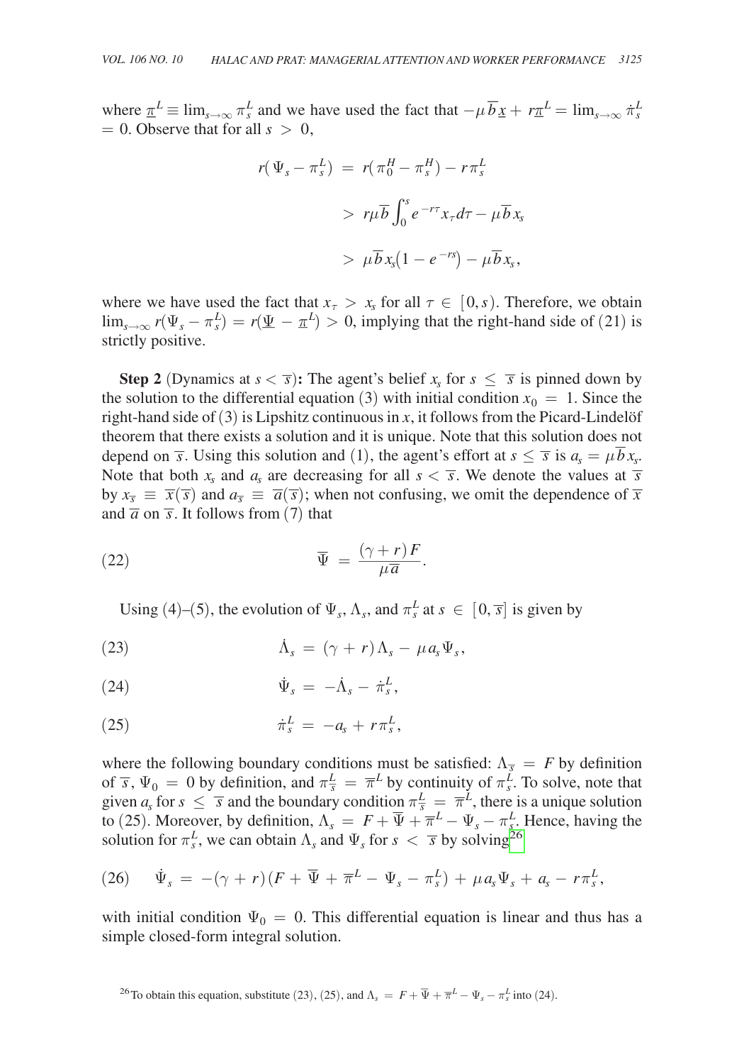where $\underline{\pi}^L \equiv \lim_{s\to\infty} \pi_s^L$ and we have used the fact that $-\mu \overline{b} \underline{x} + r\underline{\pi}^L = \lim_{s\to\infty} \dot{\pi}_s^L = 0$. Observe that for all $s > 0$,

$$
\begin{aligned}
r(\Psi_s - \pi_s^L) &= r(\pi_0^H - \pi_s^H) - r\pi_s^L \\
&> r\mu\overline{b}\int_0^s e^{-r\tau} x_\tau d\tau - \mu\overline{b}x_s \\
&> \mu\overline{b}x_s(1 - e^{-rs}) - \mu\overline{b}x_s,
\end{aligned}
$$

where we have used the fact that $x_\tau > x_s$ for all $\tau \in [0, s)$. Therefore, we obtain $\lim_{s\to\infty} r(\Psi_s - \pi_s^L) = r(\underline{\Psi} - \underline{\pi}^L) > 0$, implying that the right-hand side of (21) is strictly positive.

**Step 2** (Dynamics at $s < \overline{s}$)**:** The agent's belief $x_s$ for $s \leq \overline{s}$ is pinned down by the solution to the differential equation (3) with initial condition $x_0 = 1$. Since the right-hand side of (3) is Lipshitz continuous in $x$, it follows from the Picard-Lindelöf theorem that there exists a solution and it is unique. Note that this solution does not depend on $\overline{s}$. Using this solution and (1), the agent's effort at $s \leq \overline{s}$ is $a_s = \mu\overline{b}x_s$. Note that both $x_s$ and $a_s$ are decreasing for all $s < \overline{s}$. We denote the values at $\overline{s}$ by $x_{\overline{s}} \equiv \overline{x}(\overline{s})$ and $a_{\overline{s}} \equiv \overline{a}(\overline{s})$; when not confusing, we omit the dependence of $\overline{x}$ and $\overline{a}$ on $\overline{s}$. It follows from (7) that

$$
\overline{\Psi} = \frac{(\gamma + r)F}{\mu\overline{a}}. \tag{22}
$$

Using (4)–(5), the evolution of $\Psi_s$, $\Lambda_s$, and $\pi_s^L$ at $s \in [0, \overline{s}]$ is given by

$$
\dot{\Lambda}_s = (\gamma + r)\Lambda_s - \mu a_s \Psi_s, \tag{23}
$$

$$
\dot{\Psi}_s = -\dot{\Lambda}_s - \dot{\pi}_s^L, \tag{24}
$$

$$
\dot{\pi}_s^L = -a_s + r\pi_s^L, \tag{25}
$$

where the following boundary conditions must be satisfied: $\Lambda_{\overline{s}} = F$ by definition of $\overline{s}$, $\Psi_0 = 0$ by definition, and $\pi_{\overline{s}}^L = \overline{\pi}^L$ by continuity of $\pi_s^L$. To solve, note that given $a_s$ for $s \leq \overline{s}$ and the boundary condition $\pi_{\overline{s}}^L = \overline{\pi}^L$, there is a unique solution to (25). Moreover, by definition, $\Lambda_s = F + \overline{\Psi} + \overline{\pi}^L - \Psi_s - \pi_s^L$. Hence, having the solution for $\pi_s^L$, we can obtain $\Lambda_s$ and $\Psi_s$ for $s < \overline{s}$ by solving[26]

$$
\dot{\Psi}_s = -(\gamma + r)(F + \overline{\Psi} + \overline{\pi}^L - \Psi_s - \pi_s^L) + \mu a_s \Psi_s + a_s - r\pi_s^L, \tag{26}
$$

with initial condition $\Psi_0 = 0$. This differential equation is linear and thus has a simple closed-form integral solution.

[26] To obtain this equation, substitute (23), (25), and $\Lambda_s = F + \overline{\Psi} + \overline{\pi}^L - \Psi_s - \pi_s^L$ into (24).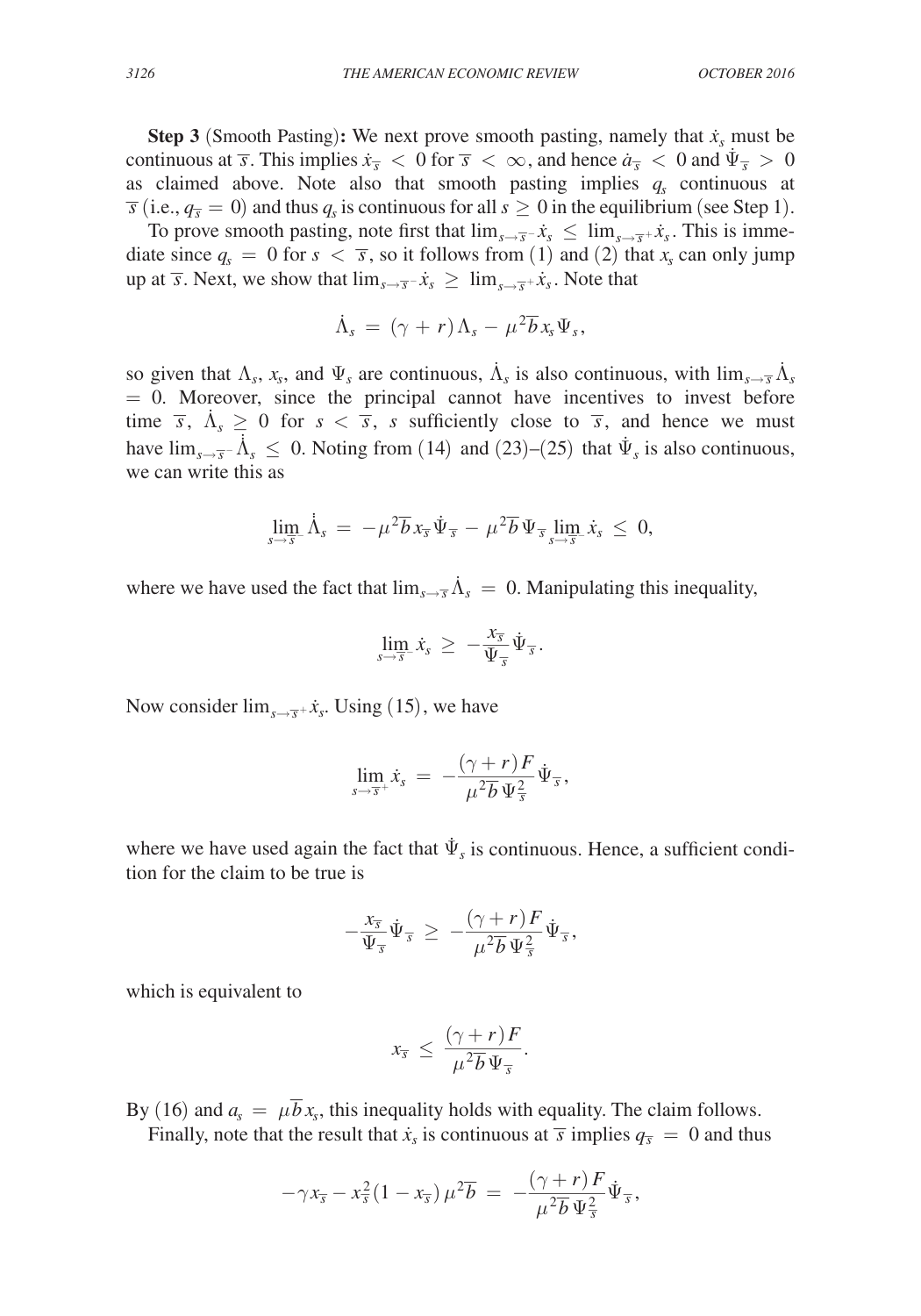**Step 3** (Smooth Pasting)**:** We next prove smooth pasting, namely that $\dot{x}_s$ must be continuous at $\overline{s}$. This implies $\dot{x}_{\overline{s}} < 0$ for $\overline{s} < \infty$, and hence $\dot{a}_{\overline{s}} < 0$ and $\dot{\Psi}_{\overline{s}} > 0$ as claimed above. Note also that smooth pasting implies $q_s$ continuous at $\overline{s}$ (i.e., $q_{\overline{s}} = 0$) and thus $q_s$ is continuous for all $s \geq 0$ in the equilibrium (see Step 1).

To prove smooth pasting, note first that $\lim_{s \to \overline{s}^-} \dot{x}_s \leq \lim_{s \to \overline{s}^+} \dot{x}_s$. This is immediate since $q_s = 0$ for $s < \overline{s}$, so it follows from (1) and (2) that $x_s$ can only jump up at $\overline{s}$. Next, we show that $\lim_{s \to \overline{s}^-} \dot{x}_s \geq \lim_{s \to \overline{s}^+} \dot{x}_s$. Note that

$$\dot{\Lambda}_s = (\gamma + r)\Lambda_s - \mu^2 \overline{b} x_s \Psi_s,$$

so given that $\Lambda_s$, $x_s$, and $\Psi_s$ are continuous, $\dot{\Lambda}_s$ is also continuous, with $\lim_{s \to \overline{s}} \dot{\Lambda}_s = 0$. Moreover, since the principal cannot have incentives to invest before time $\overline{s}$, $\dot{\Lambda}_s \geq 0$ for $s < \overline{s}$, $s$ sufficiently close to $\overline{s}$, and hence we must have $\lim_{s \to \overline{s}^-} \ddot{\Lambda}_s \leq 0$. Noting from (14) and (23)–(25) that $\dot{\Psi}_s$ is also continuous, we can write this as

$$\lim_{s \to \overline{s}^-} \ddot{\Lambda}_s = -\mu^2 \overline{b} x_{\overline{s}} \dot{\Psi}_{\overline{s}} - \mu^2 \overline{b} \Psi_{\overline{s}} \lim_{s \to \overline{s}^-} \dot{x}_s \leq 0,$$

where we have used the fact that $\lim_{s \to \overline{s}} \dot{\Lambda}_s = 0$. Manipulating this inequality,

$$\lim_{s \to \overline{s}^-} \dot{x}_s \geq -\frac{x_{\overline{s}}}{\Psi_{\overline{s}}} \dot{\Psi}_{\overline{s}}.$$

Now consider $\lim_{s \to \overline{s}^+} \dot{x}_s$. Using (15), we have

$$\lim_{s \to \overline{s}^+} \dot{x}_s = -\frac{(\gamma + r)F}{\mu^2 \overline{b} \Psi_{\overline{s}}^2} \dot{\Psi}_{\overline{s}},$$

where we have used again the fact that $\dot{\Psi}_s$ is continuous. Hence, a sufficient condition for the claim to be true is

$$-\frac{x_{\overline{s}}}{\Psi_{\overline{s}}} \dot{\Psi}_{\overline{s}} \geq -\frac{(\gamma + r)F}{\mu^2 \overline{b} \Psi_{\overline{s}}^2} \dot{\Psi}_{\overline{s}},$$

which is equivalent to

$$x_{\overline{s}} \leq \frac{(\gamma + r)F}{\mu^2 \overline{b} \Psi_{\overline{s}}}.$$

By (16) and $a_s = \mu \overline{b} x_s$, this inequality holds with equality. The claim follows.

Finally, note that the result that $\dot{x}_s$ is continuous at $\overline{s}$ implies $q_{\overline{s}} = 0$ and thus

$$-\gamma x_{\overline{s}} - x_{\overline{s}}^2 (1 - x_{\overline{s}}) \mu^2 \overline{b} = -\frac{(\gamma + r)F}{\mu^2 \overline{b} \Psi_{\overline{s}}^2} \dot{\Psi}_{\overline{s}},$$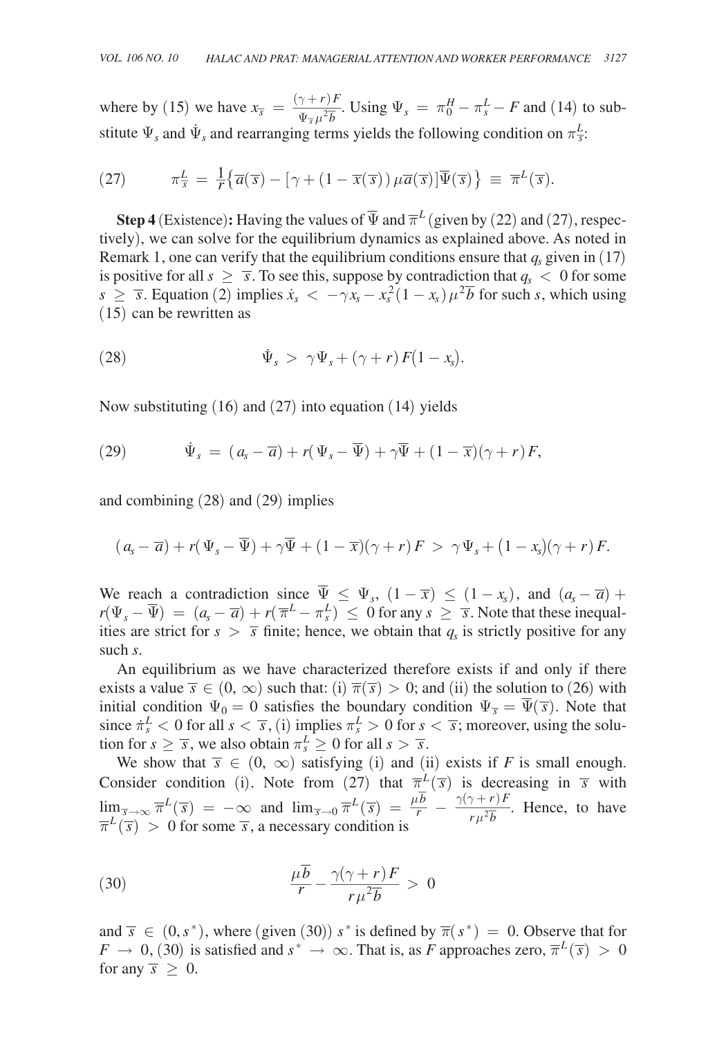where by (15) we have $x_{\overline{s}} = \frac{(\gamma + r)F}{\Psi_{\overline{s}}\mu^2\overline{b}}$. Using $\Psi_s = \pi_0^H - \pi_s^L - F$ and (14) to substitute $\Psi_s$ and $\dot{\Psi}_s$ and rearranging terms yields the following condition on $\pi_{\overline{s}}^L$:

$$\pi_{\overline{s}}^L = \frac{1}{r}\left\{\overline{a}(\overline{s}) - [\gamma + (1 - \overline{x}(\overline{s}))\mu\overline{a}(\overline{s})]\overline{\Psi}(\overline{s})\right\} \equiv \overline{\pi}^L(\overline{s}). \tag{27}$$

**Step 4** (Existence)**:** Having the values of $\overline{\Psi}$ and $\overline{\pi}^L$ (given by (22) and (27), respectively), we can solve for the equilibrium dynamics as explained above. As noted in Remark 1, one can verify that the equilibrium conditions ensure that $q_s$ given in (17) is positive for all $s \geq \overline{s}$. To see this, suppose by contradiction that $q_s < 0$ for some $s \geq \overline{s}$. Equation (2) implies $\dot{x}_s < -\gamma x_s - x_s^2(1 - x_s)\mu^2\overline{b}$ for such $s$, which using (15) can be rewritten as

$$\dot{\Psi}_s > \gamma\Psi_s + (\gamma + r)F(1 - x_s). \tag{28}$$

Now substituting (16) and (27) into equation (14) yields

$$\dot{\Psi}_s = (a_s - \overline{a}) + r(\Psi_s - \overline{\Psi}) + \gamma\overline{\Psi} + (1 - \overline{x})(\gamma + r)F, \tag{29}$$

and combining (28) and (29) implies

$$(a_s - \overline{a}) + r(\Psi_s - \overline{\Psi}) + \gamma\overline{\Psi} + (1 - \overline{x})(\gamma + r)F > \gamma\Psi_s + (1 - x_s)(\gamma + r)F.$$

We reach a contradiction since $\overline{\Psi} \leq \Psi_s$, $(1 - \overline{x}) \leq (1 - x_s)$, and $(a_s - \overline{a}) + r(\Psi_s - \overline{\Psi}) = (a_s - \overline{a}) + r(\overline{\pi}^L - \pi_s^L) \leq 0$ for any $s \geq \overline{s}$. Note that these inequalities are strict for $s > \overline{s}$ finite; hence, we obtain that $q_s$ is strictly positive for any such $s$.

An equilibrium as we have characterized therefore exists if and only if there exists a value $\overline{s} \in (0, \infty)$ such that: (i) $\overline{\pi}(\overline{s}) > 0$; and (ii) the solution to (26) with initial condition $\Psi_0 = 0$ satisfies the boundary condition $\Psi_{\overline{s}} = \overline{\Psi}(\overline{s})$. Note that since $\dot{\pi}_s^L < 0$ for all $s < \overline{s}$, (i) implies $\pi_s^L > 0$ for $s < \overline{s}$; moreover, using the solution for $s \geq \overline{s}$, we also obtain $\pi_s^L \geq 0$ for all $s > \overline{s}$.

We show that $\overline{s} \in (0, \infty)$ satisfying (i) and (ii) exists if $F$ is small enough. Consider condition (i). Note from (27) that $\overline{\pi}^L(\overline{s})$ is decreasing in $\overline{s}$ with $\lim_{\overline{s}\to\infty}\overline{\pi}^L(\overline{s}) = -\infty$ and $\lim_{\overline{s}\to 0}\overline{\pi}^L(\overline{s}) = \frac{\mu\overline{b}}{r} - \frac{\gamma(\gamma + r)F}{r\mu^2\overline{b}}$. Hence, to have $\overline{\pi}^L(\overline{s}) > 0$ for some $\overline{s}$, a necessary condition is

$$\frac{\mu\overline{b}}{r} - \frac{\gamma(\gamma + r)F}{r\mu^2\overline{b}} > 0 \tag{30}$$

and $\overline{s} \in (0, s^*)$, where (given (30)) $s^*$ is defined by $\overline{\pi}(s^*) = 0$. Observe that for $F \to 0$, (30) is satisfied and $s^* \to \infty$. That is, as $F$ approaches zero, $\overline{\pi}^L(\overline{s}) > 0$ for any $\overline{s} \geq 0$.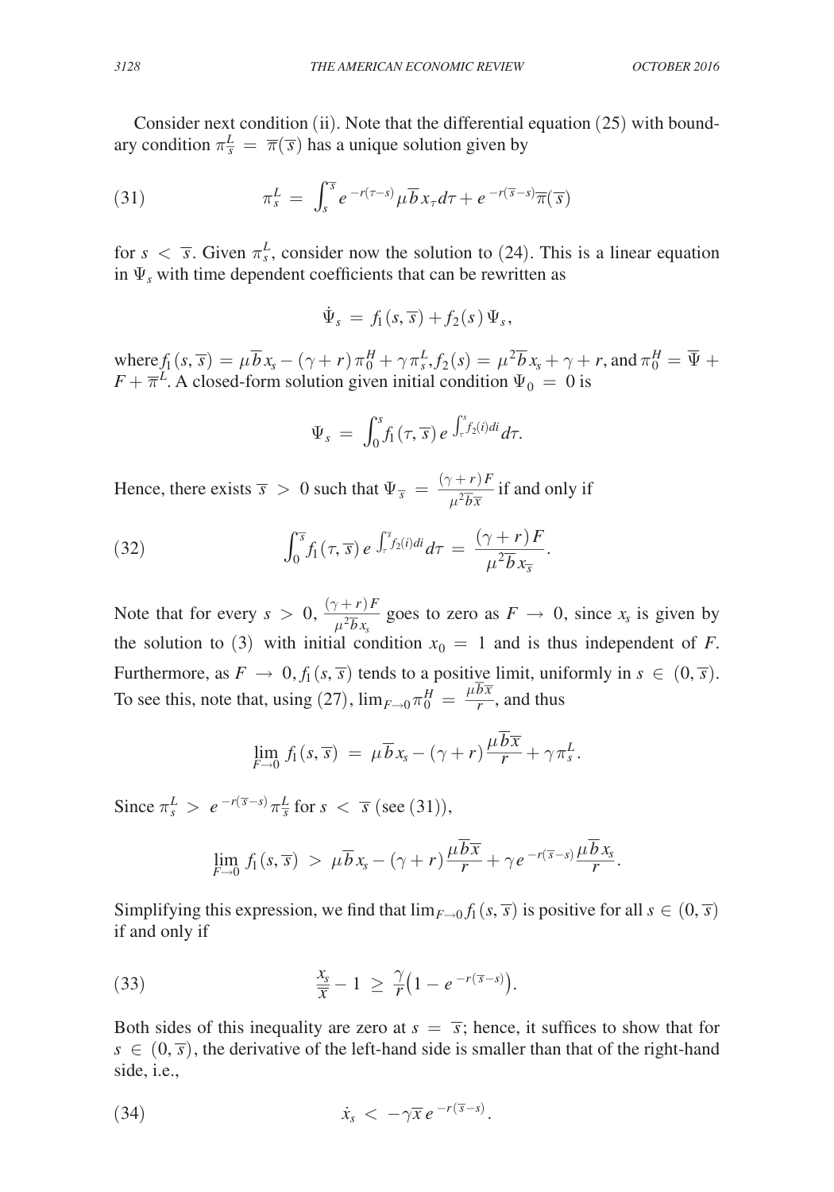Consider next condition (ii). Note that the differential equation (25) with boundary condition $\pi^L_{\overline{s}} = \overline{\pi}(\overline{s})$ has a unique solution given by

$$\pi^L_s = \int_s^{\overline{s}} e^{-r(\tau - s)} \mu \overline{b} x_\tau d\tau + e^{-r(\overline{s}-s)} \overline{\pi}(\overline{s}) \tag{31}$$

for $s < \overline{s}$. Given $\pi^L_s$, consider now the solution to (24). This is a linear equation in $\Psi_s$ with time dependent coefficients that can be rewritten as

$$\dot{\Psi}_s = f_1(s, \overline{s}) + f_2(s)\Psi_s,$$

where $f_1(s, \overline{s}) = \mu \overline{b} x_s - (\gamma + r)\pi^H_0 + \gamma \pi^L_s$, $f_2(s) = \mu^2 \overline{b} x_s + \gamma + r$, and $\pi^H_0 = \overline{\Psi} + F + \overline{\pi}^L$. A closed-form solution given initial condition $\Psi_0 = 0$ is

$$\Psi_s = \int_0^s f_1(\tau, \overline{s}) e^{\int_\tau^s f_2(i) di} d\tau.$$

Hence, there exists $\overline{s} > 0$ such that $\Psi_{\overline{s}} = \frac{(\gamma + r)F}{\mu^2 \overline{b} \overline{x}}$ if and only if

$$\int_0^{\overline{s}} f_1(\tau, \overline{s}) e^{\int_\tau^{\overline{s}} f_2(i) di} d\tau = \frac{(\gamma + r)F}{\mu^2 \overline{b} x_{\overline{s}}}. \tag{32}$$

Note that for every $s > 0$, $\frac{(\gamma + r)F}{\mu^2 \overline{b} x_s}$ goes to zero as $F \to 0$, since $x_s$ is given by the solution to (3) with initial condition $x_0 = 1$ and is thus independent of $F$. Furthermore, as $F \to 0$, $f_1(s, \overline{s})$ tends to a positive limit, uniformly in $s \in (0, \overline{s})$. To see this, note that, using (27), $\lim_{F \to 0} \pi^H_0 = \frac{\mu \overline{b} \overline{x}}{r}$, and thus

$$\lim_{F \to 0} f_1(s, \overline{s}) = \mu \overline{b} x_s - (\gamma + r) \frac{\mu \overline{b} \overline{x}}{r} + \gamma \pi^L_s.$$

Since $\pi^L_s > e^{-r(\overline{s}-s)} \pi^L_{\overline{s}}$ for $s < \overline{s}$ (see (31)),

$$\lim_{F \to 0} f_1(s, \overline{s}) > \mu \overline{b} x_s - (\gamma + r) \frac{\mu \overline{b} \overline{x}}{r} + \gamma e^{-r(\overline{s}-s)} \frac{\mu \overline{b} x_s}{r}.$$

Simplifying this expression, we find that $\lim_{F \to 0} f_1(s, \overline{s})$ is positive for all $s \in (0, \overline{s})$ if and only if

$$\frac{x_s}{\overline{x}} - 1 \geq \frac{\gamma}{r}\left(1 - e^{-r(\overline{s}-s)}\right). \tag{33}$$

Both sides of this inequality are zero at $s = \overline{s}$; hence, it suffices to show that for $s \in (0, \overline{s})$, the derivative of the left-hand side is smaller than that of the right-hand side, i.e.,

$$\dot{x}_s < -\gamma \overline{x} e^{-r(\overline{s}-s)}. \tag{34}$$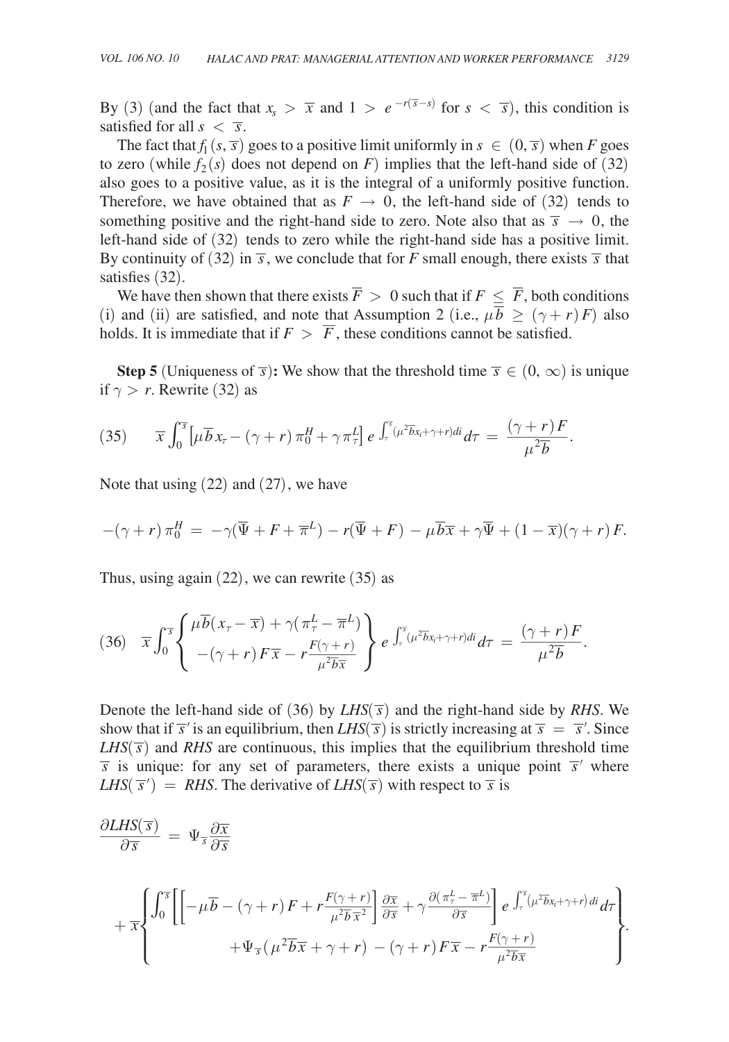By (3) (and the fact that $x_s > \overline{x}$ and $1 > e^{-r(\overline{s}-s)}$ for $s < \overline{s}$), this condition is satisfied for all $s < \overline{s}$.

The fact that $f_1(s, \overline{s})$ goes to a positive limit uniformly in $s \in (0, \overline{s})$ when $F$ goes to zero (while $f_2(s)$ does not depend on $F$) implies that the left-hand side of (32) also goes to a positive value, as it is the integral of a uniformly positive function. Therefore, we have obtained that as $F \to 0$, the left-hand side of (32) tends to something positive and the right-hand side to zero. Note also that as $\overline{s} \to 0$, the left-hand side of (32) tends to zero while the right-hand side has a positive limit. By continuity of (32) in $\overline{s}$, we conclude that for $F$ small enough, there exists $\overline{s}$ that satisfies (32).

We have then shown that there exists $\overline{F} > 0$ such that if $F \leq \overline{F}$, both conditions (i) and (ii) are satisfied, and note that Assumption 2 (i.e., $\mu \overline{b} \geq (\gamma + r) F$) also holds. It is immediate that if $F > \overline{F}$, these conditions cannot be satisfied.

**Step 5** (Uniqueness of $\overline{s}$)**:** We show that the threshold time $\overline{s} \in (0, \infty)$ is unique if $\gamma > r$. Rewrite (32) as

$$(35) \qquad \overline{x} \int_0^{\overline{s}} \left[ \mu \overline{b} x_\tau - (\gamma + r) \pi_0^H + \gamma \pi_\tau^L \right] e^{\int_\tau^{\overline{s}} (\mu^2 \overline{b} x_i + \gamma + r) di} d\tau = \frac{(\gamma + r) F}{\mu^2 \overline{b}}.$$

Note that using (22) and (27), we have

$$-(\gamma + r) \pi_0^H = -\gamma(\overline{\Psi} + F + \overline{\pi}^L) - r(\overline{\Psi} + F) - \mu \overline{b} \overline{x} + \gamma \overline{\Psi} + (1 - \overline{x})(\gamma + r) F.$$

Thus, using again (22), we can rewrite (35) as

$$(36) \quad \overline{x} \int_0^{\overline{s}} \left\{ \begin{array}{c} \mu \overline{b}(x_\tau - \overline{x}) + \gamma(\pi_\tau^L - \overline{\pi}^L) \\ -(\gamma + r) F \overline{x} - r \frac{F(\gamma + r)}{\mu^2 \overline{b} \overline{x}} \end{array} \right\} e^{\int_\tau^{\overline{s}} (\mu^2 \overline{b} x_i + \gamma + r) di} d\tau = \frac{(\gamma + r) F}{\mu^2 \overline{b}}.$$

Denote the left-hand side of (36) by $LHS(\overline{s})$ and the right-hand side by $RHS$. We show that if $\overline{s}'$ is an equilibrium, then $LHS(\overline{s})$ is strictly increasing at $\overline{s} = \overline{s}'$. Since $LHS(\overline{s})$ and $RHS$ are continuous, this implies that the equilibrium threshold time $\overline{s}$ is unique: for any set of parameters, there exists a unique point $\overline{s}'$ where $LHS(\overline{s}') = RHS$. The derivative of $LHS(\overline{s})$ with respect to $\overline{s}$ is

$$\frac{\partial LHS(\overline{s})}{\partial \overline{s}} = \Psi_{\overline{s}} \frac{\partial \overline{x}}{\partial \overline{s}}$$

$$+ \overline{x} \left\{ \begin{array}{c} \int_0^{\overline{s}} \left[ \left[ -\mu \overline{b} - (\gamma + r) F + r \frac{F(\gamma + r)}{\mu^2 \overline{b} \overline{x}^2} \right] \frac{\partial \overline{x}}{\partial \overline{s}} + \gamma \frac{\partial(\pi_\tau^L - \overline{\pi}^L)}{\partial \overline{s}} \right] e^{\int_\tau^{\overline{s}} (\mu^2 \overline{b} x_i + \gamma + r) di} d\tau \\ + \Psi_{\overline{s}} (\mu^2 \overline{b} \overline{x} + \gamma + r) - (\gamma + r) F \overline{x} - r \frac{F(\gamma + r)}{\mu^2 \overline{b} \overline{x}} \end{array} \right\}.$$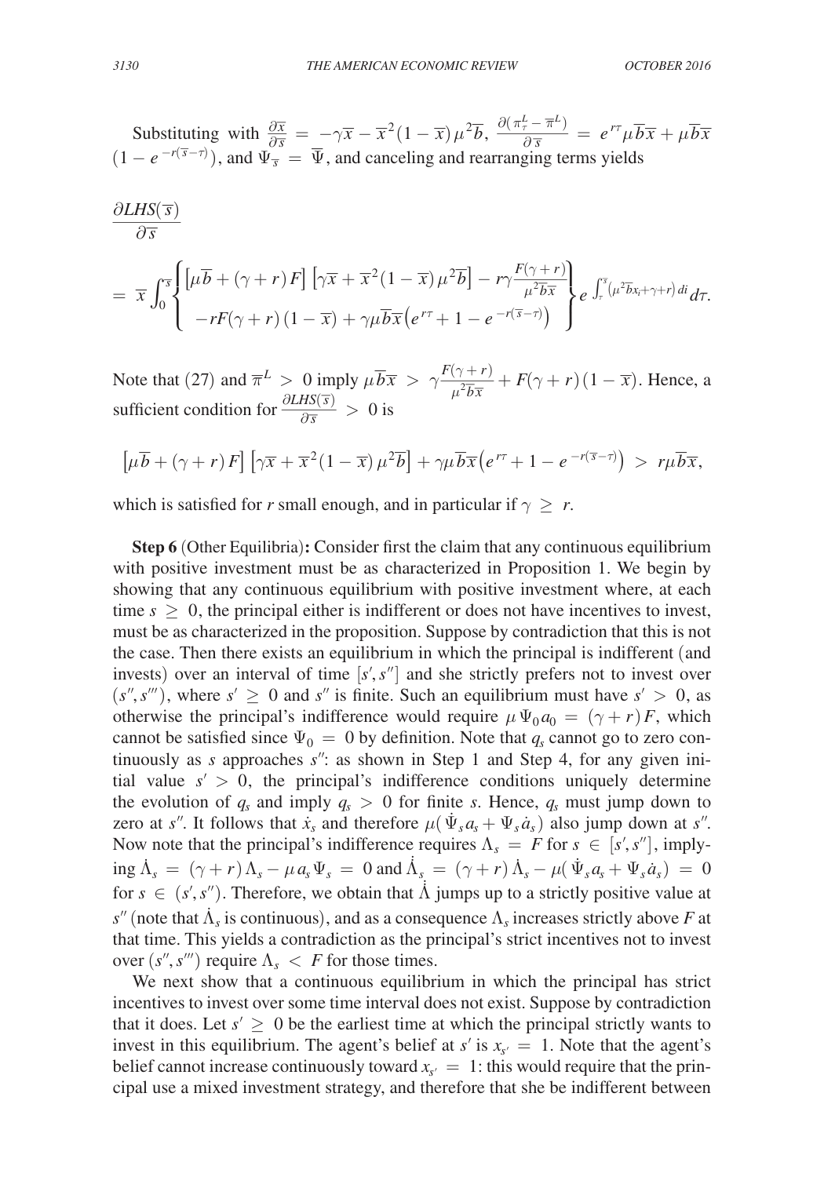Substituting with $\frac{\partial \overline{x}}{\partial \overline{s}} = -\gamma \overline{x} - \overline{x}^2(1-\overline{x})\mu^2 \overline{b}$, $\frac{\partial(\pi^L_\tau - \overline{\pi}^L)}{\partial \overline{s}} = e^{r\tau}\mu \overline{b}\overline{x} + \mu \overline{b}\overline{x}(1 - e^{-r(\overline{s}-\tau)})$, and $\Psi_{\overline{s}} = \overline{\Psi}$, and canceling and rearranging terms yields

$$\frac{\partial LHS(\overline{s})}{\partial \overline{s}}$$

$$= \overline{x}\int_0^{\overline{s}} \left\{ \begin{array}{c} \left[\mu \overline{b} + (\gamma + r)F\right]\left[\gamma \overline{x} + \overline{x}^2(1-\overline{x})\mu^2 \overline{b}\right] - r\gamma \frac{F(\gamma+r)}{\mu^2 \overline{b}\overline{x}} \\ -rF(\gamma+r)(1-\overline{x}) + \gamma\mu \overline{b}\overline{x}\left(e^{r\tau} + 1 - e^{-r(\overline{s}-\tau)}\right) \end{array} \right\} e^{\int_\tau^{\overline{s}}\left(\mu^2 \overline{b}x_i + \gamma + r\right)di} d\tau.$$

Note that (27) and $\overline{\pi}^L > 0$ imply $\mu \overline{b}\overline{x} > \gamma \frac{F(\gamma+r)}{\mu^2 \overline{b}\overline{x}} + F(\gamma+r)(1-\overline{x})$. Hence, a sufficient condition for $\frac{\partial LHS(\overline{s})}{\partial \overline{s}} > 0$ is

$$\left[\mu \overline{b} + (\gamma+r)F\right]\left[\gamma \overline{x} + \overline{x}^2(1-\overline{x})\mu^2 \overline{b}\right] + \gamma\mu \overline{b}\overline{x}\left(e^{r\tau} + 1 - e^{-r(\overline{s}-\tau)}\right) > r\mu \overline{b}\overline{x},$$

which is satisfied for $r$ small enough, and in particular if $\gamma \geq r$.

**Step 6** (Other Equilibria)**:** Consider first the claim that any continuous equilibrium with positive investment must be as characterized in Proposition 1. We begin by showing that any continuous equilibrium with positive investment where, at each time $s \geq 0$, the principal either is indifferent or does not have incentives to invest, must be as characterized in the proposition. Suppose by contradiction that this is not the case. Then there exists an equilibrium in which the principal is indifferent (and invests) over an interval of time $[s', s'']$ and she strictly prefers not to invest over $(s'', s''')$, where $s' \geq 0$ and $s''$ is finite. Such an equilibrium must have $s' > 0$, as otherwise the principal's indifference would require $\mu \Psi_0 a_0 = (\gamma + r)F$, which cannot be satisfied since $\Psi_0 = 0$ by definition. Note that $q_s$ cannot go to zero continuously as $s$ approaches $s''$: as shown in Step 1 and Step 4, for any given initial value $s' > 0$, the principal's indifference conditions uniquely determine the evolution of $q_s$ and imply $q_s > 0$ for finite $s$. Hence, $q_s$ must jump down to zero at $s''$. It follows that $\dot{x}_s$ and therefore $\mu(\dot{\Psi}_s a_s + \Psi_s \dot{a}_s)$ also jump down at $s''$. Now note that the principal's indifference requires $\Lambda_s = F$ for $s \in [s', s'']$, implying $\dot{\Lambda}_s = (\gamma + r)\Lambda_s - \mu a_s \Psi_s = 0$ and $\dot{\dot{\Lambda}}_s = (\gamma + r)\dot{\Lambda}_s - \mu(\dot{\Psi}_s a_s + \Psi_s \dot{a}_s) = 0$ for $s \in (s', s'')$. Therefore, we obtain that $\dot{\dot{\Lambda}}$ jumps up to a strictly positive value at $s''$ (note that $\dot{\Lambda}_s$ is continuous), and as a consequence $\Lambda_s$ increases strictly above $F$ at that time. This yields a contradiction as the principal's strict incentives not to invest over $(s'', s''')$ require $\Lambda_s < F$ for those times.

We next show that a continuous equilibrium in which the principal has strict incentives to invest over some time interval does not exist. Suppose by contradiction that it does. Let $s' \geq 0$ be the earliest time at which the principal strictly wants to invest in this equilibrium. The agent's belief at $s'$ is $x_{s'} = 1$. Note that the agent's belief cannot increase continuously toward $x_{s'} = 1$: this would require that the principal use a mixed investment strategy, and therefore that she be indifferent between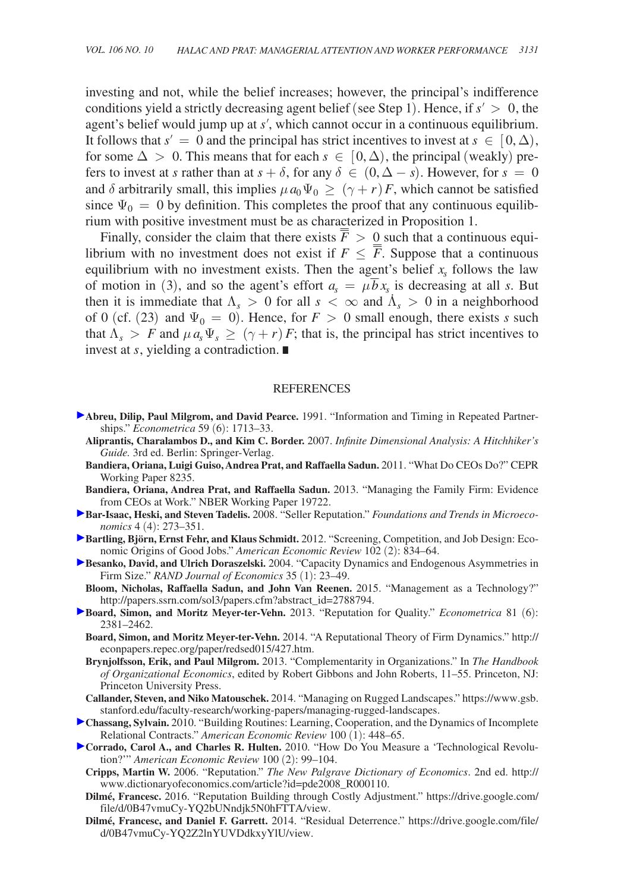investing and not, while the belief increases; however, the principal's indifference conditions yield a strictly decreasing agent belief (see Step 1). Hence, if $s' > 0$, the agent's belief would jump up at $s'$, which cannot occur in a continuous equilibrium. It follows that $s' = 0$ and the principal has strict incentives to invest at $s \in [0, \Delta)$, for some $\Delta > 0$. This means that for each $s \in [0, \Delta)$, the principal (weakly) prefers to invest at $s$ rather than at $s + \delta$, for any $\delta \in (0, \Delta - s)$. However, for $s = 0$ and $\delta$ arbitrarily small, this implies $\mu a_0 \Psi_0 \geq (\gamma + r) F$, which cannot be satisfied since $\Psi_0 = 0$ by definition. This completes the proof that any continuous equilibrium with positive investment must be as characterized in Proposition 1.

Finally, consider the claim that there exists $\overline{\overline{F}} > 0$ such that a continuous equilibrium with no investment does not exist if $F \leq \overline{\overline{F}}$. Suppose that a continuous equilibrium with no investment exists. Then the agent's belief $x_s$ follows the law of motion in (3), and so the agent's effort $a_s = \mu \overline{b} x_s$ is decreasing at all $s$. But then it is immediate that $\Lambda_s > 0$ for all $s < \infty$ and $\dot{\Lambda}_s > 0$ in a neighborhood of 0 (cf. (23) and $\Psi_0 = 0$). Hence, for $F > 0$ small enough, there exists $s$ such that $\Lambda_s > F$ and $\mu a_s \Psi_s \geq (\gamma + r) F$; that is, the principal has strict incentives to invest at $s$, yielding a contradiction. ∎

## REFERENCES

**Abreu, Dilip, Paul Milgrom, and David Pearce.** 1991. "Information and Timing in Repeated Partnerships." *Econometrica* 59 (6): 1713–33.

**Aliprantis, Charalambos D., and Kim C. Border.** 2007. *Infinite Dimensional Analysis: A Hitchhiker's Guide.* 3rd ed. Berlin: Springer-Verlag.

**Bandiera, Oriana, Luigi Guiso, Andrea Prat, and Raffaella Sadun.** 2011. "What Do CEOs Do?" CEPR Working Paper 8235.

**Bandiera, Oriana, Andrea Prat, and Raffaella Sadun.** 2013. "Managing the Family Firm: Evidence from CEOs at Work." NBER Working Paper 19722.

**Bar-Isaac, Heski, and Steven Tadelis.** 2008. "Seller Reputation." *Foundations and Trends in Microeconomics* 4 (4): 273–351.

**Bartling, Björn, Ernst Fehr, and Klaus Schmidt.** 2012. "Screening, Competition, and Job Design: Economic Origins of Good Jobs." *American Economic Review* 102 (2): 834–64.

**Besanko, David, and Ulrich Doraszelski.** 2004. "Capacity Dynamics and Endogenous Asymmetries in Firm Size." *RAND Journal of Economics* 35 (1): 23–49.

**Bloom, Nicholas, Raffaella Sadun, and John Van Reenen.** 2015. "Management as a Technology?" http://papers.ssrn.com/sol3/papers.cfm?abstract_id=2788794.

**Board, Simon, and Moritz Meyer-ter-Vehn.** 2013. "Reputation for Quality." *Econometrica* 81 (6): 2381–2462.

**Board, Simon, and Moritz Meyer-ter-Vehn.** 2014. "A Reputational Theory of Firm Dynamics." http://econpapers.repec.org/paper/redsed015/427.htm.

**Brynjolfsson, Erik, and Paul Milgrom.** 2013. "Complementarity in Organizations." In *The Handbook of Organizational Economics*, edited by Robert Gibbons and John Roberts, 11–55. Princeton, NJ: Princeton University Press.

**Callander, Steven, and Niko Matouschek.** 2014. "Managing on Rugged Landscapes." https://www.gsb.stanford.edu/faculty-research/working-papers/managing-rugged-landscapes.

**Chassang, Sylvain.** 2010. "Building Routines: Learning, Cooperation, and the Dynamics of Incomplete Relational Contracts." *American Economic Review* 100 (1): 448–65.

**Corrado, Carol A., and Charles R. Hulten.** 2010. "How Do You Measure a 'Technological Revolution?'" *American Economic Review* 100 (2): 99–104.

**Cripps, Martin W.** 2006. "Reputation." *The New Palgrave Dictionary of Economics*. 2nd ed. http://www.dictionaryofeconomics.com/article?id=pde2008_R000110.

**Dilmé, Francesc.** 2016. "Reputation Building through Costly Adjustment." https://drive.google.com/file/d/0B47vmuCy-YQ2bUNndjk5N0hFTTA/view.

**Dilmé, Francesc, and Daniel F. Garrett.** 2014. "Residual Deterrence." https://drive.google.com/file/d/0B47vmuCy-YQ2Z2lnYUVDdkxyYlU/view.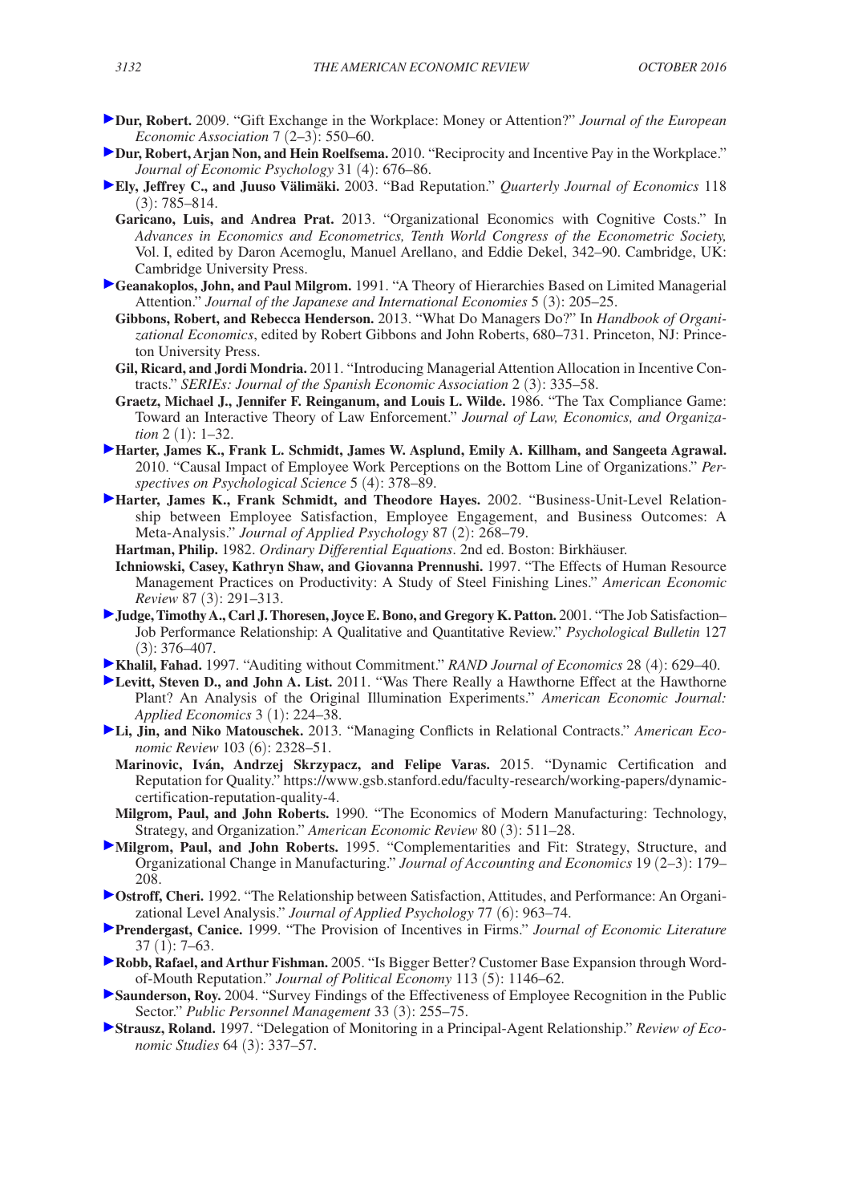**Dur, Robert.** 2009. "Gift Exchange in the Workplace: Money or Attention?" *Journal of the European Economic Association* 7 (2–3): 550–60.

**Dur, Robert, Arjan Non, and Hein Roelfsema.** 2010. "Reciprocity and Incentive Pay in the Workplace." *Journal of Economic Psychology* 31 (4): 676–86.

**Ely, Jeffrey C., and Juuso Välimäki.** 2003. "Bad Reputation." *Quarterly Journal of Economics* 118 (3): 785–814.

**Garicano, Luis, and Andrea Prat.** 2013. "Organizational Economics with Cognitive Costs." In *Advances in Economics and Econometrics, Tenth World Congress of the Econometric Society,* Vol. I, edited by Daron Acemoglu, Manuel Arellano, and Eddie Dekel, 342–90. Cambridge, UK: Cambridge University Press.

**Geanakoplos, John, and Paul Milgrom.** 1991. "A Theory of Hierarchies Based on Limited Managerial Attention." *Journal of the Japanese and International Economies* 5 (3): 205–25.

**Gibbons, Robert, and Rebecca Henderson.** 2013. "What Do Managers Do?" In *Handbook of Organizational Economics*, edited by Robert Gibbons and John Roberts, 680–731. Princeton, NJ: Princeton University Press.

**Gil, Ricard, and Jordi Mondria.** 2011. "Introducing Managerial Attention Allocation in Incentive Contracts." *SERIEs: Journal of the Spanish Economic Association* 2 (3): 335–58.

**Graetz, Michael J., Jennifer F. Reinganum, and Louis L. Wilde.** 1986. "The Tax Compliance Game: Toward an Interactive Theory of Law Enforcement." *Journal of Law, Economics, and Organization* 2 (1): 1–32.

**Harter, James K., Frank L. Schmidt, James W. Asplund, Emily A. Killham, and Sangeeta Agrawal.** 2010. "Causal Impact of Employee Work Perceptions on the Bottom Line of Organizations." *Perspectives on Psychological Science* 5 (4): 378–89.

**Harter, James K., Frank Schmidt, and Theodore Hayes.** 2002. "Business-Unit-Level Relationship between Employee Satisfaction, Employee Engagement, and Business Outcomes: A Meta-Analysis." *Journal of Applied Psychology* 87 (2): 268–79.

**Hartman, Philip.** 1982. *Ordinary Differential Equations*. 2nd ed. Boston: Birkhäuser.

**Ichniowski, Casey, Kathryn Shaw, and Giovanna Prennushi.** 1997. "The Effects of Human Resource Management Practices on Productivity: A Study of Steel Finishing Lines." *American Economic Review* 87 (3): 291–313.

**Judge, Timothy A., Carl J. Thoresen, Joyce E. Bono, and Gregory K. Patton.** 2001. "The Job Satisfaction–Job Performance Relationship: A Qualitative and Quantitative Review." *Psychological Bulletin* 127 (3): 376–407.

**Khalil, Fahad.** 1997. "Auditing without Commitment." *RAND Journal of Economics* 28 (4): 629–40.

**Levitt, Steven D., and John A. List.** 2011. "Was There Really a Hawthorne Effect at the Hawthorne Plant? An Analysis of the Original Illumination Experiments." *American Economic Journal: Applied Economics* 3 (1): 224–38.

**Li, Jin, and Niko Matouschek.** 2013. "Managing Conflicts in Relational Contracts." *American Economic Review* 103 (6): 2328–51.

**Marinovic, Iván, Andrzej Skrzypacz, and Felipe Varas.** 2015. "Dynamic Certification and Reputation for Quality." https://www.gsb.stanford.edu/faculty-research/working-papers/dynamic-certification-reputation-quality-4.

**Milgrom, Paul, and John Roberts.** 1990. "The Economics of Modern Manufacturing: Technology, Strategy, and Organization." *American Economic Review* 80 (3): 511–28.

**Milgrom, Paul, and John Roberts.** 1995. "Complementarities and Fit: Strategy, Structure, and Organizational Change in Manufacturing." *Journal of Accounting and Economics* 19 (2–3): 179–208.

**Ostroff, Cheri.** 1992. "The Relationship between Satisfaction, Attitudes, and Performance: An Organizational Level Analysis." *Journal of Applied Psychology* 77 (6): 963–74.

**Prendergast, Canice.** 1999. "The Provision of Incentives in Firms." *Journal of Economic Literature* 37 (1): 7–63.

**Robb, Rafael, and Arthur Fishman.** 2005. "Is Bigger Better? Customer Base Expansion through Word-of-Mouth Reputation." *Journal of Political Economy* 113 (5): 1146–62.

**Saunderson, Roy.** 2004. "Survey Findings of the Effectiveness of Employee Recognition in the Public Sector." *Public Personnel Management* 33 (3): 255–75.

**Strausz, Roland.** 1997. "Delegation of Monitoring in a Principal-Agent Relationship." *Review of Economic Studies* 64 (3): 337–57.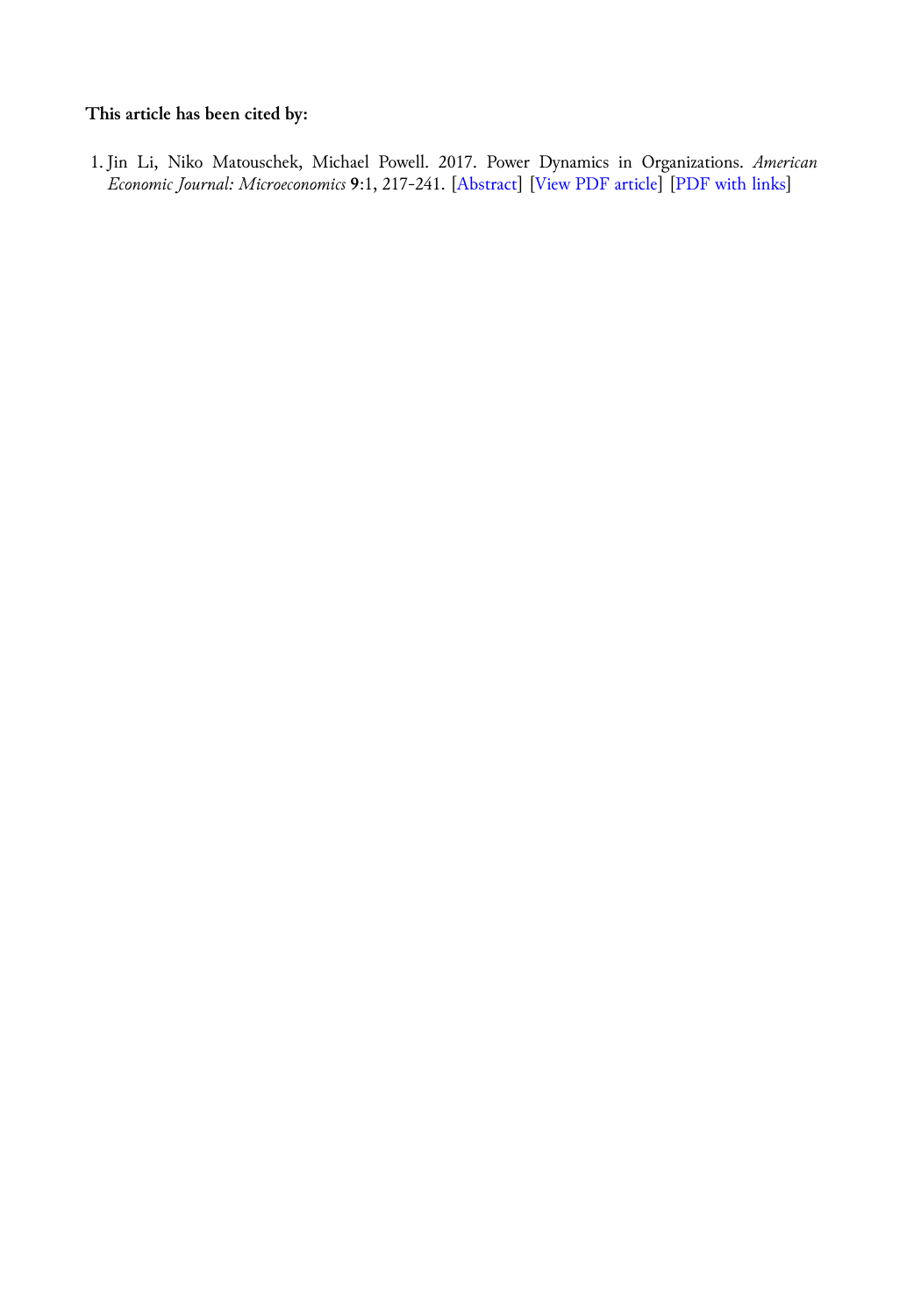**This article has been cited by:**

1. Jin Li, Niko Matouschek, Michael Powell. 2017. Power Dynamics in Organizations. *American Economic Journal: Microeconomics* **9**:1, 217-241. [Abstract] [View PDF article] [PDF with links]